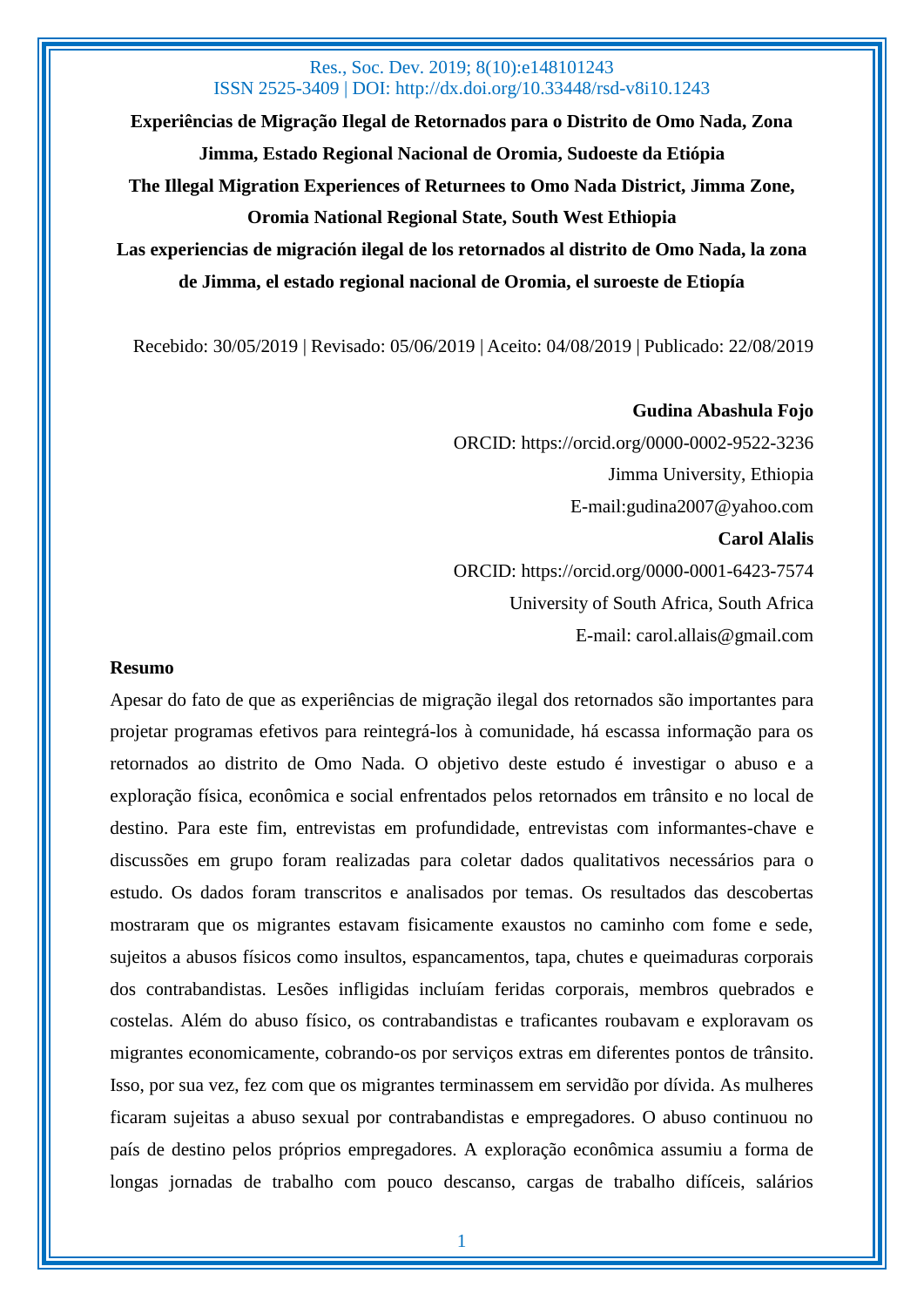**Experiências de Migração Ilegal de Retornados para o Distrito de Omo Nada, Zona Jimma, Estado Regional Nacional de Oromia, Sudoeste da Etiópia**

**The Illegal Migration Experiences of Returnees to Omo Nada District, Jimma Zone, Oromia National Regional State, South West Ethiopia**

**Las experiencias de migración ilegal de los retornados al distrito de Omo Nada, la zona de Jimma, el estado regional nacional de Oromia, el suroeste de Etiopía**

Recebido: 30/05/2019 | Revisado: 05/06/2019 | Aceito: 04/08/2019 | Publicado: 22/08/2019

**Gudina Abashula Fojo**
ORCID: https://orcid.org/0000-0002-9522-3236
Jimma University, Ethiopia
E-mail:gudina2007@yahoo.com

**Carol Alalis**
ORCID: https://orcid.org/0000-0001-6423-7574
University of South Africa, South Africa
E-mail: carol.allais@gmail.com

**Resumo**

Apesar do fato de que as experiências de migração ilegal dos retornados são importantes para projetar programas efetivos para reintegrá-los à comunidade, há escassa informação para os retornados ao distrito de Omo Nada. O objetivo deste estudo é investigar o abuso e a exploração física, econômica e social enfrentados pelos retornados em trânsito e no local de destino. Para este fim, entrevistas em profundidade, entrevistas com informantes-chave e discussões em grupo foram realizadas para coletar dados qualitativos necessários para o estudo. Os dados foram transcritos e analisados por temas. Os resultados das descobertas mostraram que os migrantes estavam fisicamente exaustos no caminho com fome e sede, sujeitos a abusos físicos como insultos, espancamentos, tapa, chutes e queimaduras corporais dos contrabandistas. Lesões infligidas incluíam feridas corporais, membros quebrados e costelas. Além do abuso físico, os contrabandistas e traficantes roubavam e exploravam os migrantes economicamente, cobrando-os por serviços extras em diferentes pontos de trânsito. Isso, por sua vez, fez com que os migrantes terminassem em servidão por dívida. As mulheres ficaram sujeitas a abuso sexual por contrabandistas e empregadores. O abuso continuou no país de destino pelos próprios empregadores. A exploração econômica assumiu a forma de longas jornadas de trabalho com pouco descanso, cargas de trabalho difíceis, salários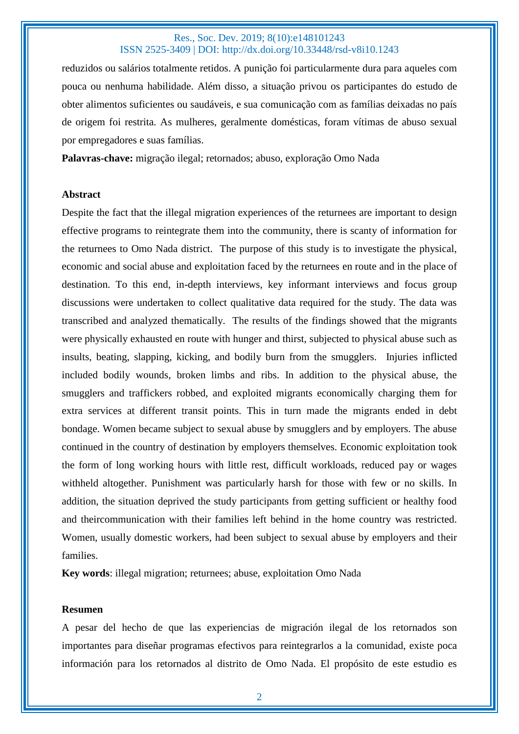reduzidos ou salários totalmente retidos. A punição foi particularmente dura para aqueles com pouca ou nenhuma habilidade. Além disso, a situação privou os participantes do estudo de obter alimentos suficientes ou saudáveis, e sua comunicação com as famílias deixadas no país de origem foi restrita. As mulheres, geralmente domésticas, foram vítimas de abuso sexual por empregadores e suas famílias.

**Palavras-chave:** migração ilegal; retornados; abuso, exploração Omo Nada

**Abstract**

Despite the fact that the illegal migration experiences of the returnees are important to design effective programs to reintegrate them into the community, there is scanty of information for the returnees to Omo Nada district. The purpose of this study is to investigate the physical, economic and social abuse and exploitation faced by the returnees en route and in the place of destination. To this end, in-depth interviews, key informant interviews and focus group discussions were undertaken to collect qualitative data required for the study. The data was transcribed and analyzed thematically. The results of the findings showed that the migrants were physically exhausted en route with hunger and thirst, subjected to physical abuse such as insults, beating, slapping, kicking, and bodily burn from the smugglers. Injuries inflicted included bodily wounds, broken limbs and ribs. In addition to the physical abuse, the smugglers and traffickers robbed, and exploited migrants economically charging them for extra services at different transit points. This in turn made the migrants ended in debt bondage. Women became subject to sexual abuse by smugglers and by employers. The abuse continued in the country of destination by employers themselves. Economic exploitation took the form of long working hours with little rest, difficult workloads, reduced pay or wages withheld altogether. Punishment was particularly harsh for those with few or no skills. In addition, the situation deprived the study participants from getting sufficient or healthy food and theircommunication with their families left behind in the home country was restricted. Women, usually domestic workers, had been subject to sexual abuse by employers and their families.

**Key words**: illegal migration; returnees; abuse, exploitation Omo Nada

**Resumen**

A pesar del hecho de que las experiencias de migración ilegal de los retornados son importantes para diseñar programas efectivos para reintegrarlos a la comunidad, existe poca información para los retornados al distrito de Omo Nada. El propósito de este estudio es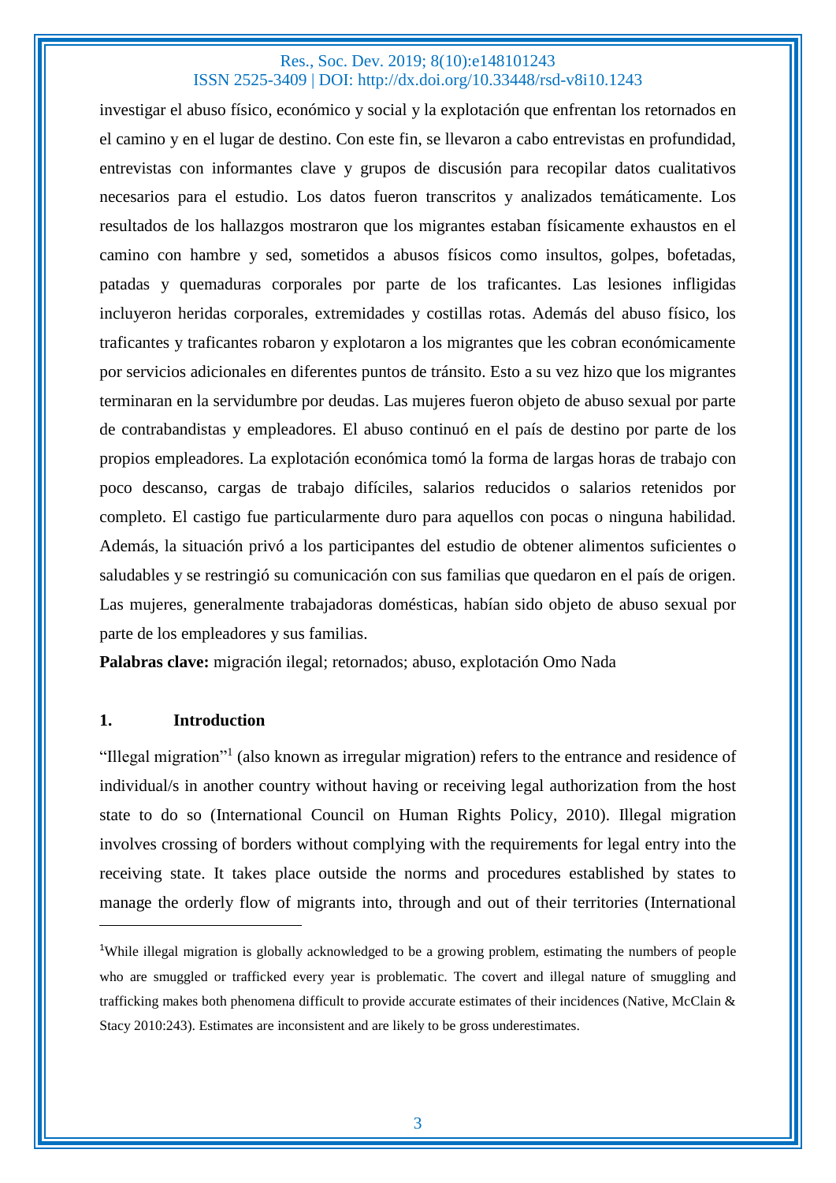investigar el abuso físico, económico y social y la explotación que enfrentan los retornados en el camino y en el lugar de destino. Con este fin, se llevaron a cabo entrevistas en profundidad, entrevistas con informantes clave y grupos de discusión para recopilar datos cualitativos necesarios para el estudio. Los datos fueron transcritos y analizados temáticamente. Los resultados de los hallazgos mostraron que los migrantes estaban físicamente exhaustos en el camino con hambre y sed, sometidos a abusos físicos como insultos, golpes, bofetadas, patadas y quemaduras corporales por parte de los traficantes. Las lesiones infligidas incluyeron heridas corporales, extremidades y costillas rotas. Además del abuso físico, los traficantes y traficantes robaron y explotaron a los migrantes que les cobran económicamente por servicios adicionales en diferentes puntos de tránsito. Esto a su vez hizo que los migrantes terminaran en la servidumbre por deudas. Las mujeres fueron objeto de abuso sexual por parte de contrabandistas y empleadores. El abuso continuó en el país de destino por parte de los propios empleadores. La explotación económica tomó la forma de largas horas de trabajo con poco descanso, cargas de trabajo difíciles, salarios reducidos o salarios retenidos por completo. El castigo fue particularmente duro para aquellos con pocas o ninguna habilidad. Además, la situación privó a los participantes del estudio de obtener alimentos suficientes o saludables y se restringió su comunicación con sus familias que quedaron en el país de origen. Las mujeres, generalmente trabajadoras domésticas, habían sido objeto de abuso sexual por parte de los empleadores y sus familias.

**Palabras clave:** migración ilegal; retornados; abuso, explotación Omo Nada

## 1. Introduction

"Illegal migration"[1] (also known as irregular migration) refers to the entrance and residence of individual/s in another country without having or receiving legal authorization from the host state to do so (International Council on Human Rights Policy, 2010). Illegal migration involves crossing of borders without complying with the requirements for legal entry into the receiving state. It takes place outside the norms and procedures established by states to manage the orderly flow of migrants into, through and out of their territories (International

[1] While illegal migration is globally acknowledged to be a growing problem, estimating the numbers of people who are smuggled or trafficked every year is problematic. The covert and illegal nature of smuggling and trafficking makes both phenomena difficult to provide accurate estimates of their incidences (Native, McClain & Stacy 2010:243). Estimates are inconsistent and are likely to be gross underestimates.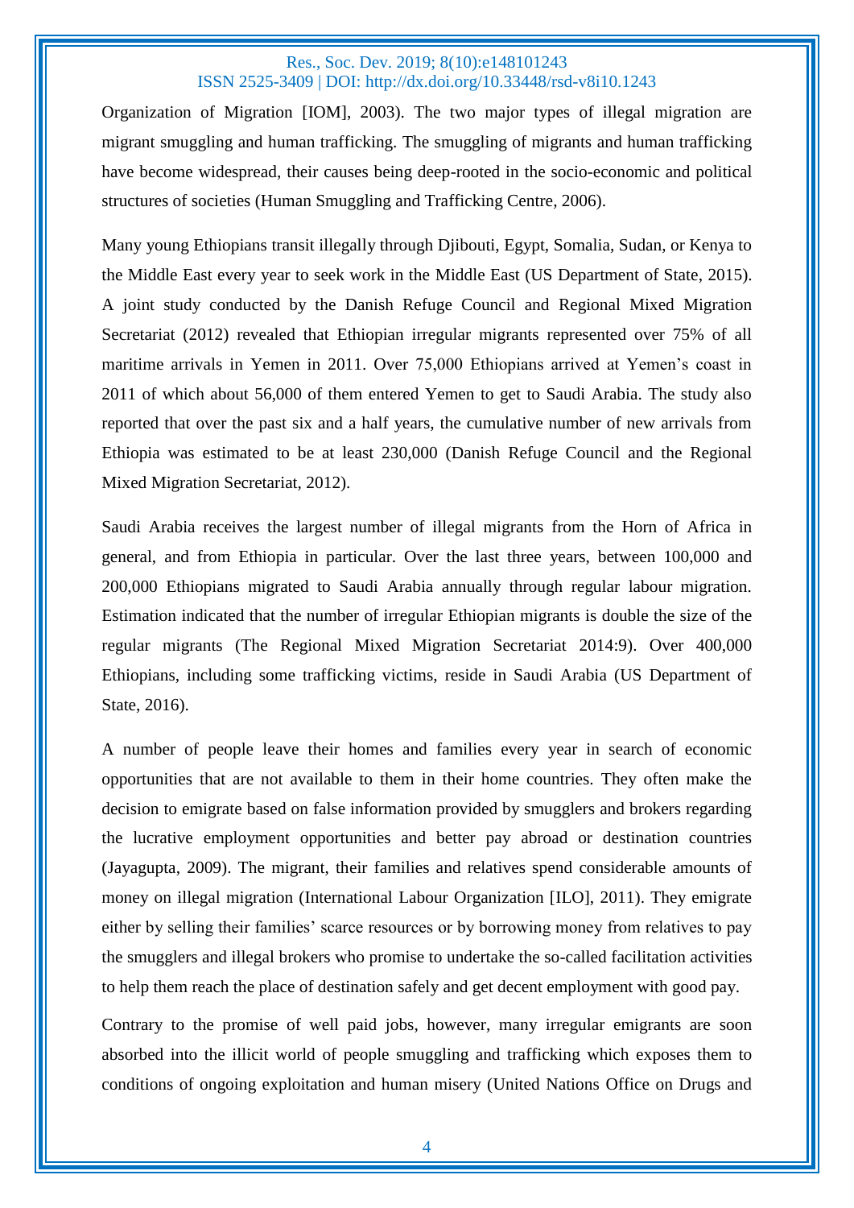Organization of Migration [IOM], 2003). The two major types of illegal migration are migrant smuggling and human trafficking. The smuggling of migrants and human trafficking have become widespread, their causes being deep-rooted in the socio-economic and political structures of societies (Human Smuggling and Trafficking Centre, 2006).

Many young Ethiopians transit illegally through Djibouti, Egypt, Somalia, Sudan, or Kenya to the Middle East every year to seek work in the Middle East (US Department of State, 2015). A joint study conducted by the Danish Refuge Council and Regional Mixed Migration Secretariat (2012) revealed that Ethiopian irregular migrants represented over 75% of all maritime arrivals in Yemen in 2011. Over 75,000 Ethiopians arrived at Yemen's coast in 2011 of which about 56,000 of them entered Yemen to get to Saudi Arabia. The study also reported that over the past six and a half years, the cumulative number of new arrivals from Ethiopia was estimated to be at least 230,000 (Danish Refuge Council and the Regional Mixed Migration Secretariat, 2012).

Saudi Arabia receives the largest number of illegal migrants from the Horn of Africa in general, and from Ethiopia in particular. Over the last three years, between 100,000 and 200,000 Ethiopians migrated to Saudi Arabia annually through regular labour migration. Estimation indicated that the number of irregular Ethiopian migrants is double the size of the regular migrants (The Regional Mixed Migration Secretariat 2014:9). Over 400,000 Ethiopians, including some trafficking victims, reside in Saudi Arabia (US Department of State, 2016).

A number of people leave their homes and families every year in search of economic opportunities that are not available to them in their home countries. They often make the decision to emigrate based on false information provided by smugglers and brokers regarding the lucrative employment opportunities and better pay abroad or destination countries (Jayagupta, 2009). The migrant, their families and relatives spend considerable amounts of money on illegal migration (International Labour Organization [ILO], 2011). They emigrate either by selling their families' scarce resources or by borrowing money from relatives to pay the smugglers and illegal brokers who promise to undertake the so-called facilitation activities to help them reach the place of destination safely and get decent employment with good pay.

Contrary to the promise of well paid jobs, however, many irregular emigrants are soon absorbed into the illicit world of people smuggling and trafficking which exposes them to conditions of ongoing exploitation and human misery (United Nations Office on Drugs and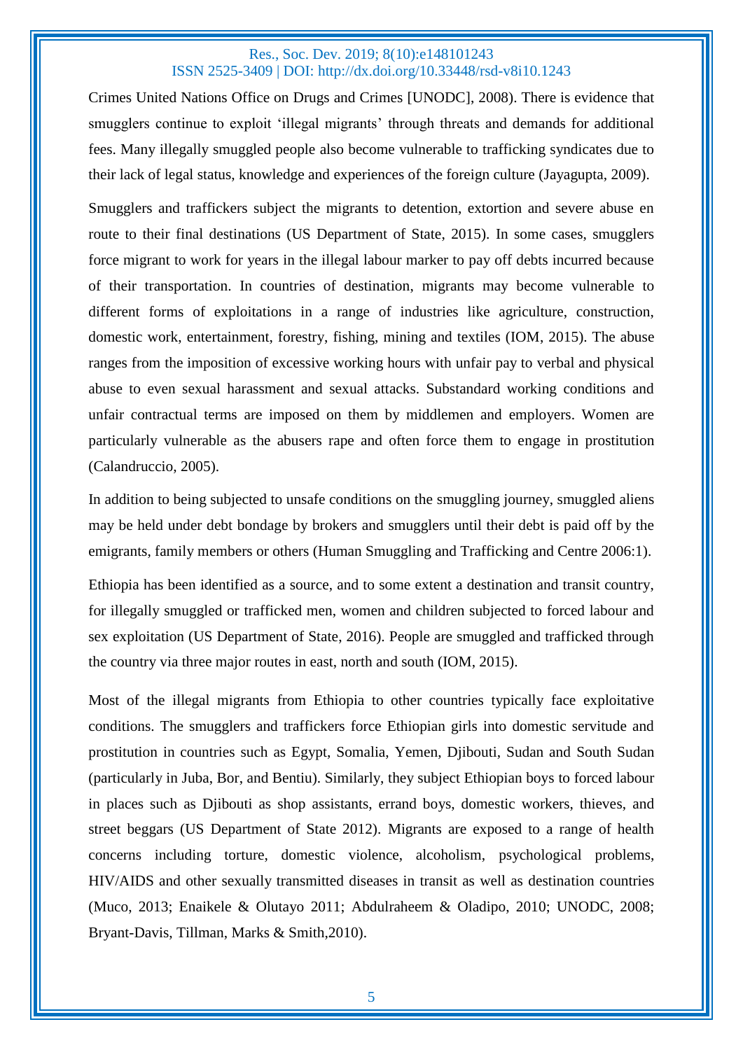Crimes United Nations Office on Drugs and Crimes [UNODC], 2008). There is evidence that smugglers continue to exploit 'illegal migrants' through threats and demands for additional fees. Many illegally smuggled people also become vulnerable to trafficking syndicates due to their lack of legal status, knowledge and experiences of the foreign culture (Jayagupta, 2009).

Smugglers and traffickers subject the migrants to detention, extortion and severe abuse en route to their final destinations (US Department of State, 2015). In some cases, smugglers force migrant to work for years in the illegal labour marker to pay off debts incurred because of their transportation. In countries of destination, migrants may become vulnerable to different forms of exploitations in a range of industries like agriculture, construction, domestic work, entertainment, forestry, fishing, mining and textiles (IOM, 2015). The abuse ranges from the imposition of excessive working hours with unfair pay to verbal and physical abuse to even sexual harassment and sexual attacks. Substandard working conditions and unfair contractual terms are imposed on them by middlemen and employers. Women are particularly vulnerable as the abusers rape and often force them to engage in prostitution (Calandruccio, 2005).

In addition to being subjected to unsafe conditions on the smuggling journey, smuggled aliens may be held under debt bondage by brokers and smugglers until their debt is paid off by the emigrants, family members or others (Human Smuggling and Trafficking and Centre 2006:1).

Ethiopia has been identified as a source, and to some extent a destination and transit country, for illegally smuggled or trafficked men, women and children subjected to forced labour and sex exploitation (US Department of State, 2016). People are smuggled and trafficked through the country via three major routes in east, north and south (IOM, 2015).

Most of the illegal migrants from Ethiopia to other countries typically face exploitative conditions. The smugglers and traffickers force Ethiopian girls into domestic servitude and prostitution in countries such as Egypt, Somalia, Yemen, Djibouti, Sudan and South Sudan (particularly in Juba, Bor, and Bentiu). Similarly, they subject Ethiopian boys to forced labour in places such as Djibouti as shop assistants, errand boys, domestic workers, thieves, and street beggars (US Department of State 2012). Migrants are exposed to a range of health concerns including torture, domestic violence, alcoholism, psychological problems, HIV/AIDS and other sexually transmitted diseases in transit as well as destination countries (Muco, 2013; Enaikele & Olutayo 2011; Abdulraheem & Oladipo, 2010; UNODC, 2008; Bryant-Davis, Tillman, Marks & Smith,2010).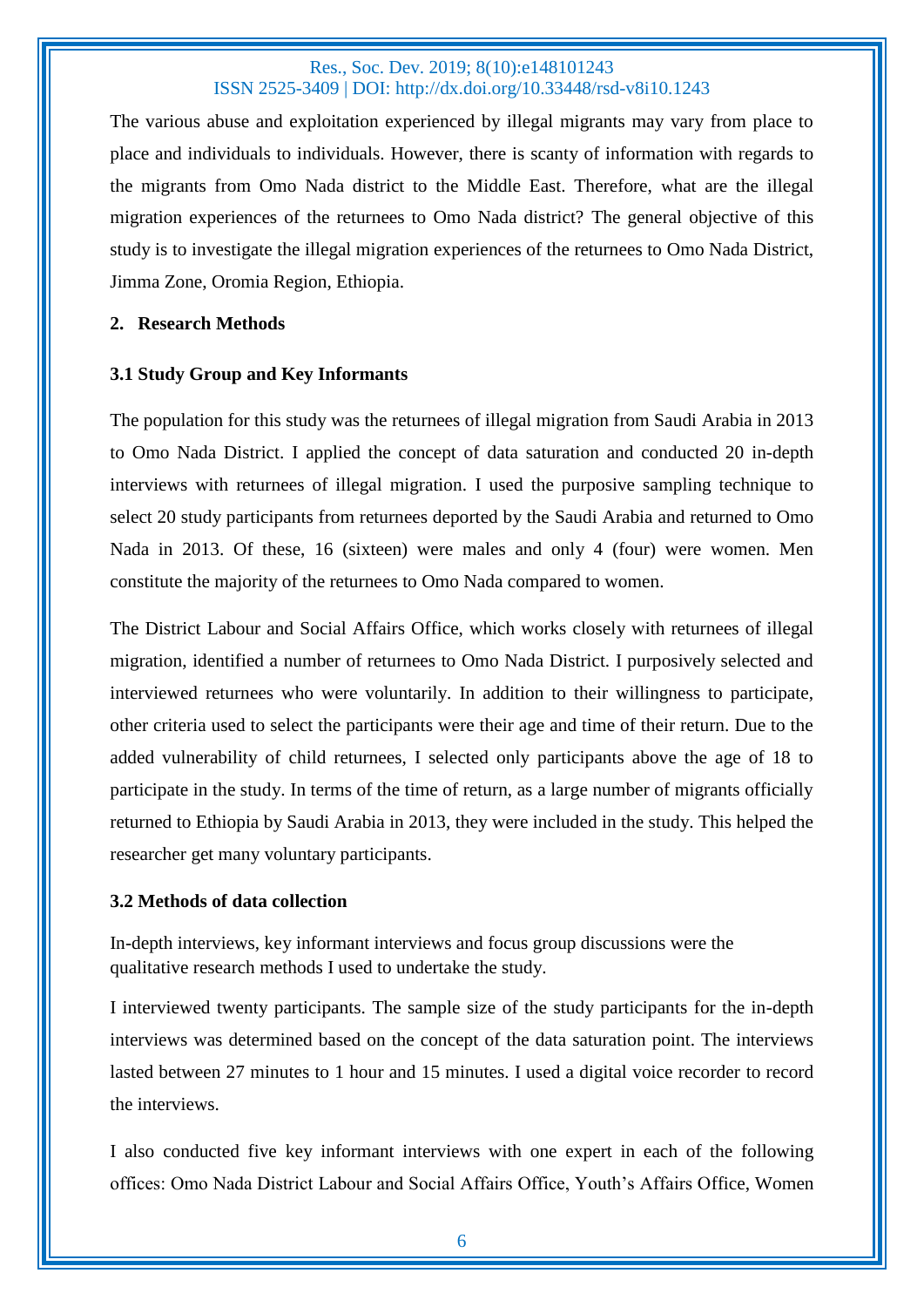The various abuse and exploitation experienced by illegal migrants may vary from place to place and individuals to individuals. However, there is scanty of information with regards to the migrants from Omo Nada district to the Middle East. Therefore, what are the illegal migration experiences of the returnees to Omo Nada district? The general objective of this study is to investigate the illegal migration experiences of the returnees to Omo Nada District, Jimma Zone, Oromia Region, Ethiopia.

## 2. Research Methods

### 3.1 Study Group and Key Informants

The population for this study was the returnees of illegal migration from Saudi Arabia in 2013 to Omo Nada District. I applied the concept of data saturation and conducted 20 in-depth interviews with returnees of illegal migration. I used the purposive sampling technique to select 20 study participants from returnees deported by the Saudi Arabia and returned to Omo Nada in 2013. Of these, 16 (sixteen) were males and only 4 (four) were women. Men constitute the majority of the returnees to Omo Nada compared to women.

The District Labour and Social Affairs Office, which works closely with returnees of illegal migration, identified a number of returnees to Omo Nada District. I purposively selected and interviewed returnees who were voluntarily. In addition to their willingness to participate, other criteria used to select the participants were their age and time of their return. Due to the added vulnerability of child returnees, I selected only participants above the age of 18 to participate in the study. In terms of the time of return, as a large number of migrants officially returned to Ethiopia by Saudi Arabia in 2013, they were included in the study. This helped the researcher get many voluntary participants.

### 3.2 Methods of data collection

In-depth interviews, key informant interviews and focus group discussions were the qualitative research methods I used to undertake the study.

I interviewed twenty participants. The sample size of the study participants for the in-depth interviews was determined based on the concept of the data saturation point. The interviews lasted between 27 minutes to 1 hour and 15 minutes. I used a digital voice recorder to record the interviews.

I also conducted five key informant interviews with one expert in each of the following offices: Omo Nada District Labour and Social Affairs Office, Youth's Affairs Office, Women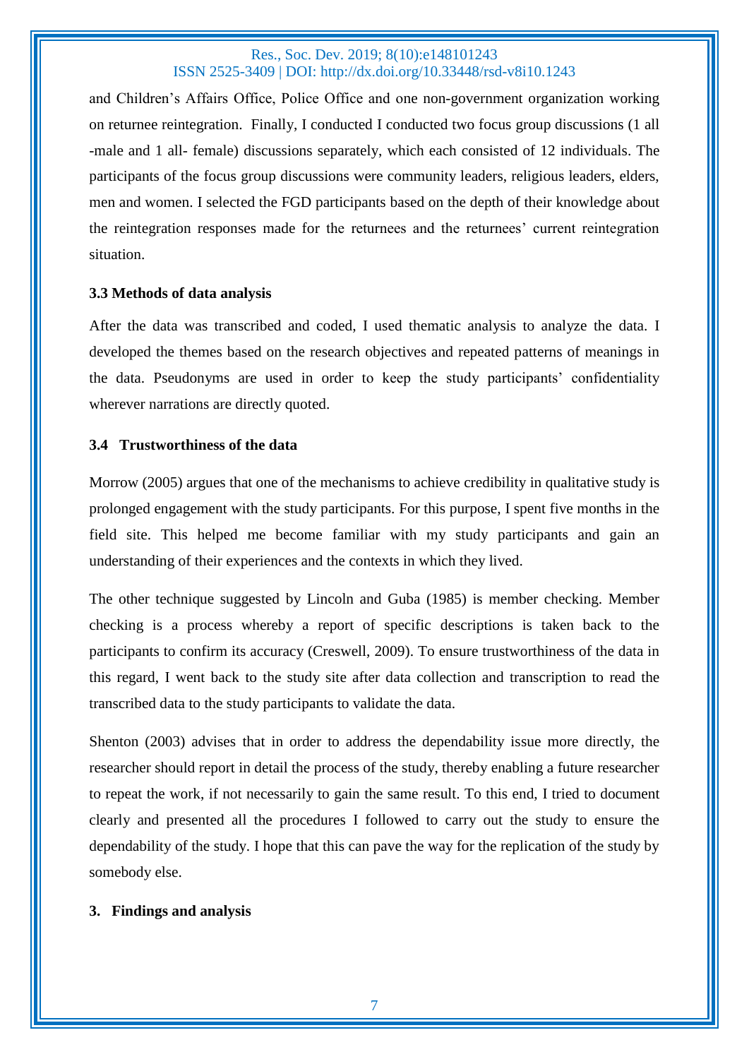and Children's Affairs Office, Police Office and one non-government organization working on returnee reintegration. Finally, I conducted I conducted two focus group discussions (1 all -male and 1 all- female) discussions separately, which each consisted of 12 individuals. The participants of the focus group discussions were community leaders, religious leaders, elders, men and women. I selected the FGD participants based on the depth of their knowledge about the reintegration responses made for the returnees and the returnees' current reintegration situation.

### 3.3 Methods of data analysis

After the data was transcribed and coded, I used thematic analysis to analyze the data. I developed the themes based on the research objectives and repeated patterns of meanings in the data. Pseudonyms are used in order to keep the study participants' confidentiality wherever narrations are directly quoted.

### 3.4 Trustworthiness of the data

Morrow (2005) argues that one of the mechanisms to achieve credibility in qualitative study is prolonged engagement with the study participants. For this purpose, I spent five months in the field site. This helped me become familiar with my study participants and gain an understanding of their experiences and the contexts in which they lived.

The other technique suggested by Lincoln and Guba (1985) is member checking. Member checking is a process whereby a report of specific descriptions is taken back to the participants to confirm its accuracy (Creswell, 2009). To ensure trustworthiness of the data in this regard, I went back to the study site after data collection and transcription to read the transcribed data to the study participants to validate the data.

Shenton (2003) advises that in order to address the dependability issue more directly, the researcher should report in detail the process of the study, thereby enabling a future researcher to repeat the work, if not necessarily to gain the same result. To this end, I tried to document clearly and presented all the procedures I followed to carry out the study to ensure the dependability of the study. I hope that this can pave the way for the replication of the study by somebody else.

## 3. Findings and analysis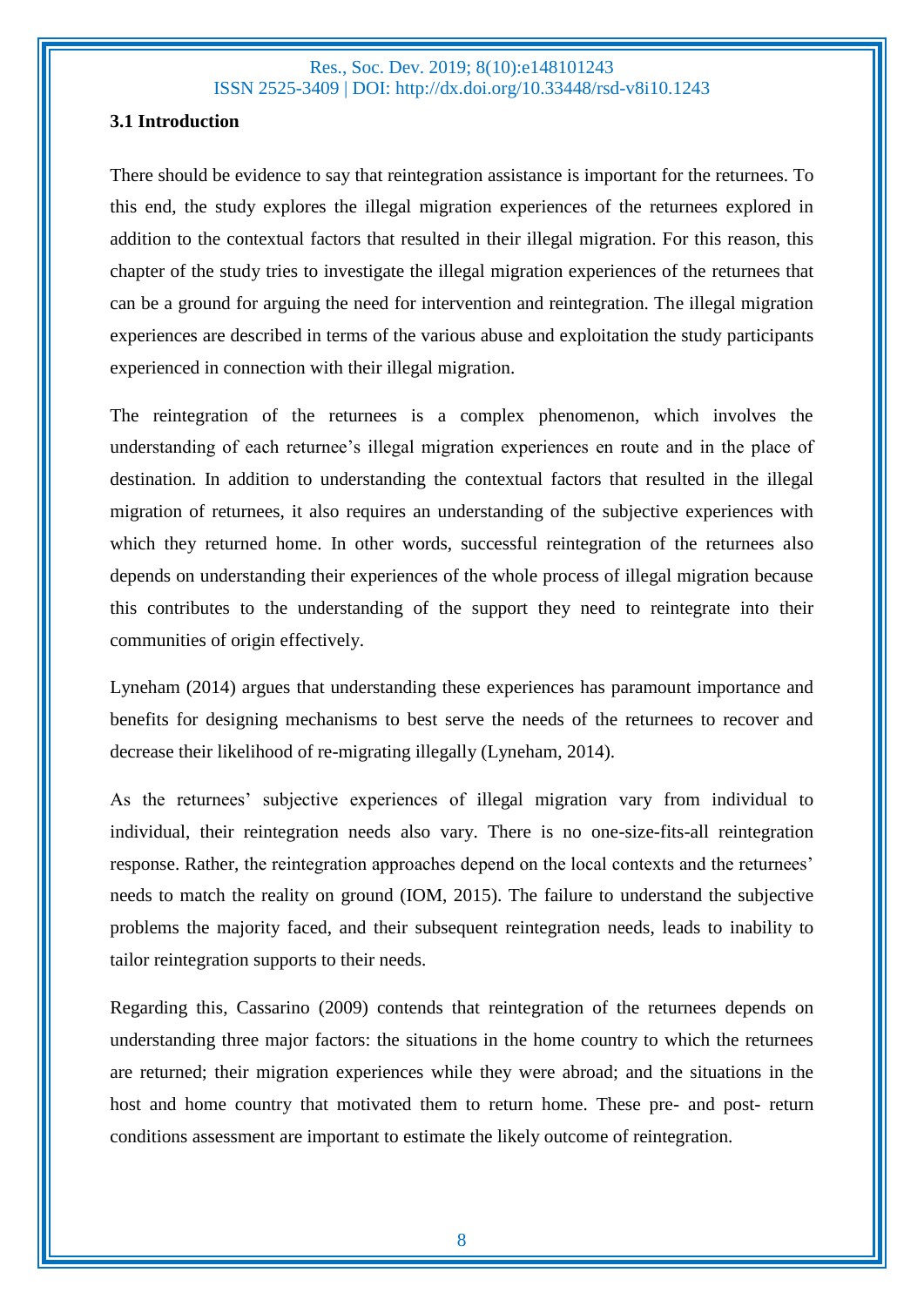### 3.1 Introduction

There should be evidence to say that reintegration assistance is important for the returnees. To this end, the study explores the illegal migration experiences of the returnees explored in addition to the contextual factors that resulted in their illegal migration. For this reason, this chapter of the study tries to investigate the illegal migration experiences of the returnees that can be a ground for arguing the need for intervention and reintegration. The illegal migration experiences are described in terms of the various abuse and exploitation the study participants experienced in connection with their illegal migration.

The reintegration of the returnees is a complex phenomenon, which involves the understanding of each returnee's illegal migration experiences en route and in the place of destination. In addition to understanding the contextual factors that resulted in the illegal migration of returnees, it also requires an understanding of the subjective experiences with which they returned home. In other words, successful reintegration of the returnees also depends on understanding their experiences of the whole process of illegal migration because this contributes to the understanding of the support they need to reintegrate into their communities of origin effectively.

Lyneham (2014) argues that understanding these experiences has paramount importance and benefits for designing mechanisms to best serve the needs of the returnees to recover and decrease their likelihood of re-migrating illegally (Lyneham, 2014).

As the returnees' subjective experiences of illegal migration vary from individual to individual, their reintegration needs also vary. There is no one-size-fits-all reintegration response. Rather, the reintegration approaches depend on the local contexts and the returnees' needs to match the reality on ground (IOM, 2015). The failure to understand the subjective problems the majority faced, and their subsequent reintegration needs, leads to inability to tailor reintegration supports to their needs.

Regarding this, Cassarino (2009) contends that reintegration of the returnees depends on understanding three major factors: the situations in the home country to which the returnees are returned; their migration experiences while they were abroad; and the situations in the host and home country that motivated them to return home. These pre- and post- return conditions assessment are important to estimate the likely outcome of reintegration.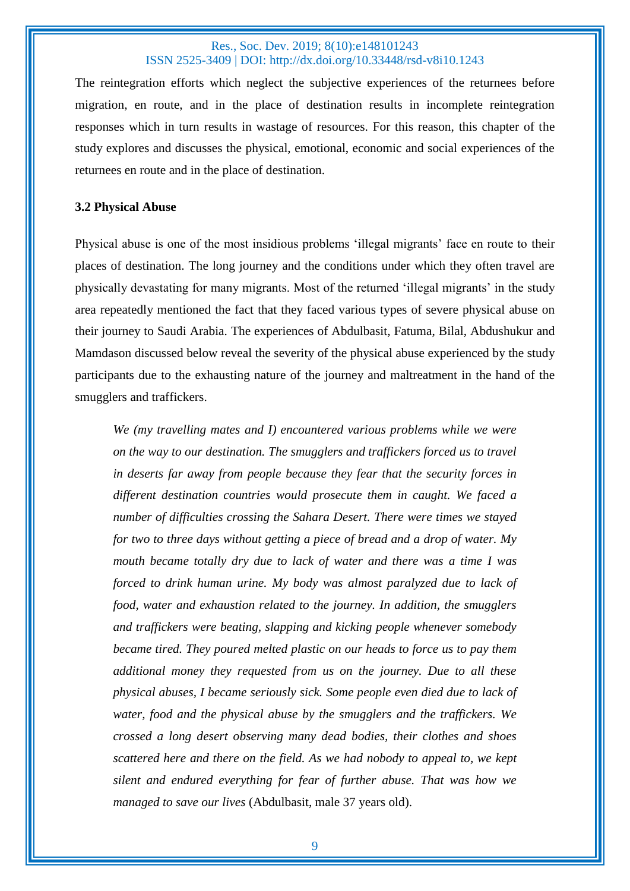The reintegration efforts which neglect the subjective experiences of the returnees before migration, en route, and in the place of destination results in incomplete reintegration responses which in turn results in wastage of resources. For this reason, this chapter of the study explores and discusses the physical, emotional, economic and social experiences of the returnees en route and in the place of destination.

### 3.2 Physical Abuse

Physical abuse is one of the most insidious problems 'illegal migrants' face en route to their places of destination. The long journey and the conditions under which they often travel are physically devastating for many migrants. Most of the returned 'illegal migrants' in the study area repeatedly mentioned the fact that they faced various types of severe physical abuse on their journey to Saudi Arabia. The experiences of Abdulbasit, Fatuma, Bilal, Abdushukur and Mamdason discussed below reveal the severity of the physical abuse experienced by the study participants due to the exhausting nature of the journey and maltreatment in the hand of the smugglers and traffickers.

> *We (my travelling mates and I) encountered various problems while we were on the way to our destination. The smugglers and traffickers forced us to travel in deserts far away from people because they fear that the security forces in different destination countries would prosecute them in caught. We faced a number of difficulties crossing the Sahara Desert. There were times we stayed for two to three days without getting a piece of bread and a drop of water. My mouth became totally dry due to lack of water and there was a time I was forced to drink human urine. My body was almost paralyzed due to lack of food, water and exhaustion related to the journey. In addition, the smugglers and traffickers were beating, slapping and kicking people whenever somebody became tired. They poured melted plastic on our heads to force us to pay them additional money they requested from us on the journey. Due to all these physical abuses, I became seriously sick. Some people even died due to lack of water, food and the physical abuse by the smugglers and the traffickers. We crossed a long desert observing many dead bodies, their clothes and shoes scattered here and there on the field. As we had nobody to appeal to, we kept silent and endured everything for fear of further abuse. That was how we managed to save our lives* (Abdulbasit, male 37 years old).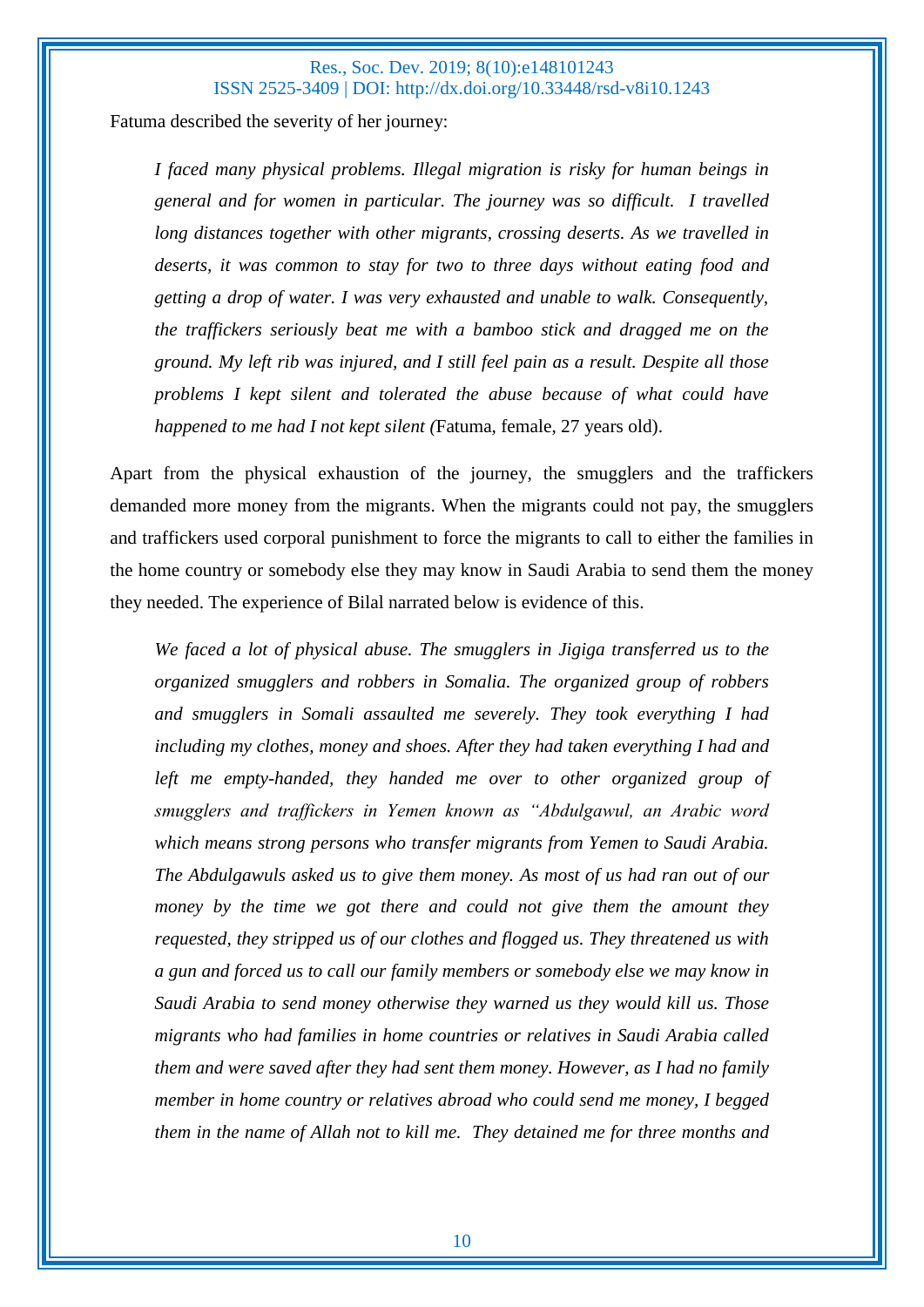Fatuma described the severity of her journey:

> *I faced many physical problems. Illegal migration is risky for human beings in general and for women in particular. The journey was so difficult. I travelled long distances together with other migrants, crossing deserts. As we travelled in deserts, it was common to stay for two to three days without eating food and getting a drop of water. I was very exhausted and unable to walk. Consequently, the traffickers seriously beat me with a bamboo stick and dragged me on the ground. My left rib was injured, and I still feel pain as a result. Despite all those problems I kept silent and tolerated the abuse because of what could have happened to me had I not kept silent (*Fatuma, female, 27 years old).

Apart from the physical exhaustion of the journey, the smugglers and the traffickers demanded more money from the migrants. When the migrants could not pay, the smugglers and traffickers used corporal punishment to force the migrants to call to either the families in the home country or somebody else they may know in Saudi Arabia to send them the money they needed. The experience of Bilal narrated below is evidence of this.

> *We faced a lot of physical abuse. The smugglers in Jigiga transferred us to the organized smugglers and robbers in Somalia. The organized group of robbers and smugglers in Somali assaulted me severely. They took everything I had including my clothes, money and shoes. After they had taken everything I had and left me empty-handed, they handed me over to other organized group of smugglers and traffickers in Yemen known as "Abdulgawul, an Arabic word which means strong persons who transfer migrants from Yemen to Saudi Arabia. The Abdulgawuls asked us to give them money. As most of us had ran out of our money by the time we got there and could not give them the amount they requested, they stripped us of our clothes and flogged us. They threatened us with a gun and forced us to call our family members or somebody else we may know in Saudi Arabia to send money otherwise they warned us they would kill us. Those migrants who had families in home countries or relatives in Saudi Arabia called them and were saved after they had sent them money. However, as I had no family member in home country or relatives abroad who could send me money, I begged them in the name of Allah not to kill me. They detained me for three months and*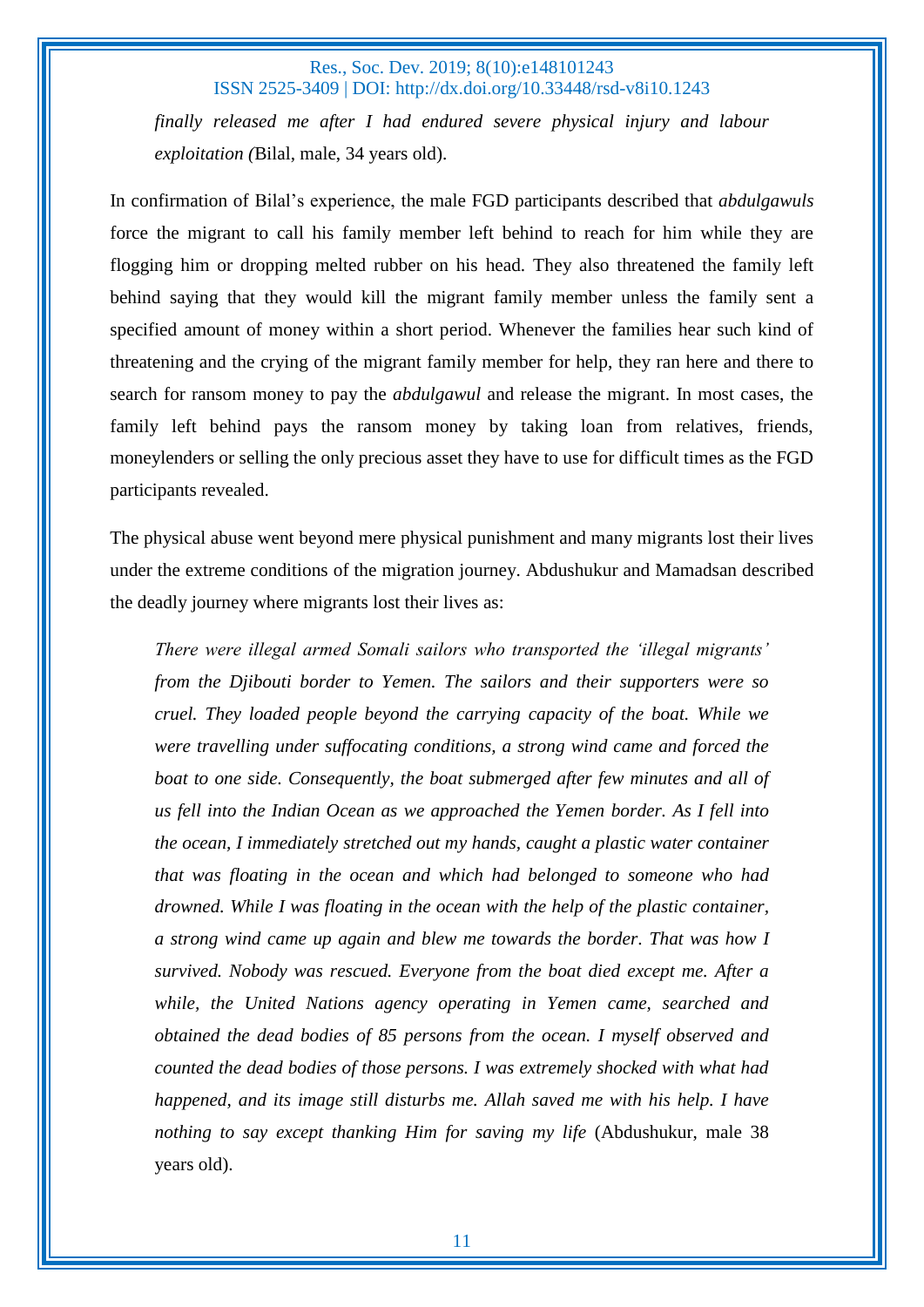> *finally released me after I had endured severe physical injury and labour exploitation (*Bilal, male, 34 years old).

In confirmation of Bilal's experience, the male FGD participants described that *abdulgawuls* force the migrant to call his family member left behind to reach for him while they are flogging him or dropping melted rubber on his head. They also threatened the family left behind saying that they would kill the migrant family member unless the family sent a specified amount of money within a short period. Whenever the families hear such kind of threatening and the crying of the migrant family member for help, they ran here and there to search for ransom money to pay the *abdulgawul* and release the migrant. In most cases, the family left behind pays the ransom money by taking loan from relatives, friends, moneylenders or selling the only precious asset they have to use for difficult times as the FGD participants revealed.

The physical abuse went beyond mere physical punishment and many migrants lost their lives under the extreme conditions of the migration journey. Abdushukur and Mamadsan described the deadly journey where migrants lost their lives as:

> *There were illegal armed Somali sailors who transported the 'illegal migrants' from the Djibouti border to Yemen. The sailors and their supporters were so cruel. They loaded people beyond the carrying capacity of the boat. While we were travelling under suffocating conditions, a strong wind came and forced the boat to one side. Consequently, the boat submerged after few minutes and all of us fell into the Indian Ocean as we approached the Yemen border. As I fell into the ocean, I immediately stretched out my hands, caught a plastic water container that was floating in the ocean and which had belonged to someone who had drowned. While I was floating in the ocean with the help of the plastic container, a strong wind came up again and blew me towards the border. That was how I survived. Nobody was rescued. Everyone from the boat died except me. After a while, the United Nations agency operating in Yemen came, searched and obtained the dead bodies of 85 persons from the ocean. I myself observed and counted the dead bodies of those persons. I was extremely shocked with what had happened, and its image still disturbs me. Allah saved me with his help. I have nothing to say except thanking Him for saving my life* (Abdushukur, male 38 years old).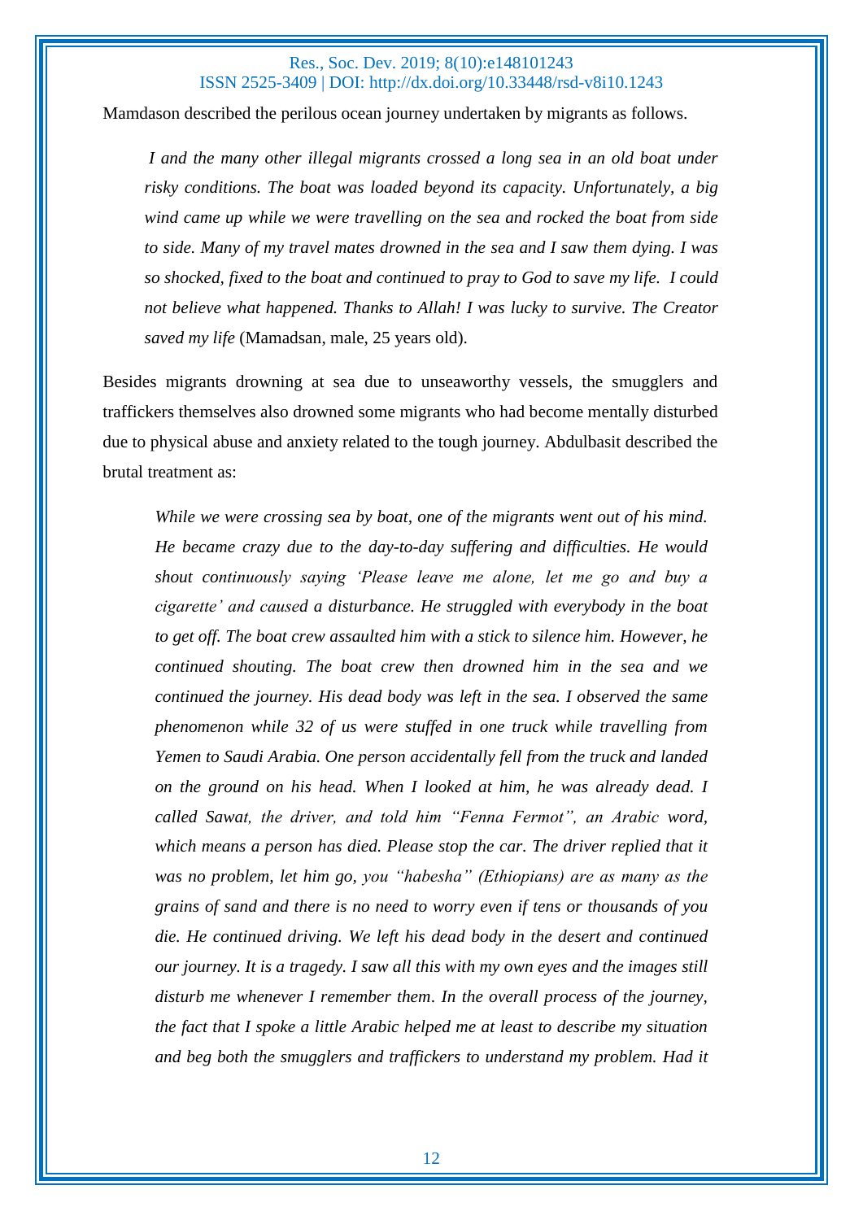Mamdason described the perilous ocean journey undertaken by migrants as follows.

> *I and the many other illegal migrants crossed a long sea in an old boat under risky conditions. The boat was loaded beyond its capacity. Unfortunately, a big wind came up while we were travelling on the sea and rocked the boat from side to side. Many of my travel mates drowned in the sea and I saw them dying. I was so shocked, fixed to the boat and continued to pray to God to save my life. I could not believe what happened. Thanks to Allah! I was lucky to survive. The Creator saved my life* (Mamadsan, male, 25 years old).

Besides migrants drowning at sea due to unseaworthy vessels, the smugglers and traffickers themselves also drowned some migrants who had become mentally disturbed due to physical abuse and anxiety related to the tough journey. Abdulbasit described the brutal treatment as:

> *While we were crossing sea by boat, one of the migrants went out of his mind. He became crazy due to the day-to-day suffering and difficulties. He would shout continuously saying 'Please leave me alone, let me go and buy a cigarette' and caused a disturbance. He struggled with everybody in the boat to get off. The boat crew assaulted him with a stick to silence him. However, he continued shouting. The boat crew then drowned him in the sea and we continued the journey. His dead body was left in the sea. I observed the same phenomenon while 32 of us were stuffed in one truck while travelling from Yemen to Saudi Arabia. One person accidentally fell from the truck and landed on the ground on his head. When I looked at him, he was already dead. I called Sawat, the driver, and told him "Fenna Fermot", an Arabic word, which means a person has died. Please stop the car. The driver replied that it was no problem, let him go, you "habesha" (Ethiopians) are as many as the grains of sand and there is no need to worry even if tens or thousands of you die. He continued driving. We left his dead body in the desert and continued our journey. It is a tragedy. I saw all this with my own eyes and the images still disturb me whenever I remember them. In the overall process of the journey, the fact that I spoke a little Arabic helped me at least to describe my situation and beg both the smugglers and traffickers to understand my problem. Had it*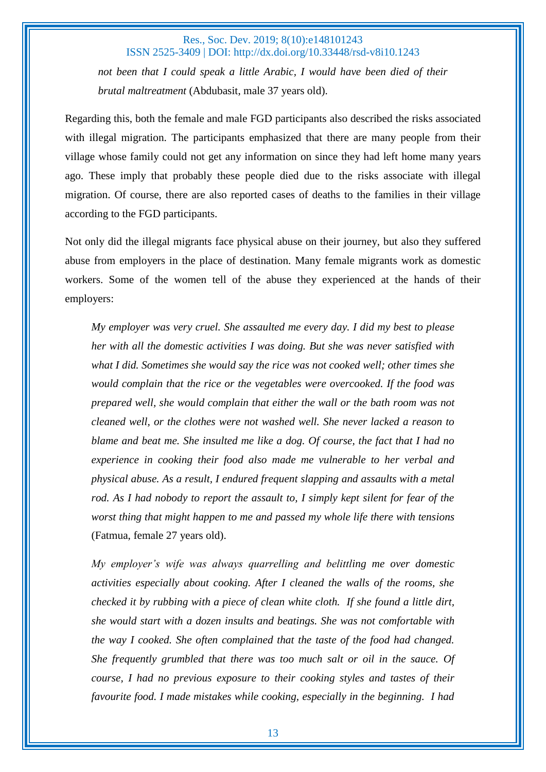*not been that I could speak a little Arabic, I would have been died of their brutal maltreatment* (Abdubasit, male 37 years old).

Regarding this, both the female and male FGD participants also described the risks associated with illegal migration. The participants emphasized that there are many people from their village whose family could not get any information on since they had left home many years ago. These imply that probably these people died due to the risks associate with illegal migration. Of course, there are also reported cases of deaths to the families in their village according to the FGD participants.

Not only did the illegal migrants face physical abuse on their journey, but also they suffered abuse from employers in the place of destination. Many female migrants work as domestic workers. Some of the women tell of the abuse they experienced at the hands of their employers:

> *My employer was very cruel. She assaulted me every day. I did my best to please her with all the domestic activities I was doing. But she was never satisfied with what I did. Sometimes she would say the rice was not cooked well; other times she would complain that the rice or the vegetables were overcooked. If the food was prepared well, she would complain that either the wall or the bath room was not cleaned well, or the clothes were not washed well. She never lacked a reason to blame and beat me. She insulted me like a dog. Of course, the fact that I had no experience in cooking their food also made me vulnerable to her verbal and physical abuse. As a result, I endured frequent slapping and assaults with a metal rod. As I had nobody to report the assault to, I simply kept silent for fear of the worst thing that might happen to me and passed my whole life there with tensions* (Fatmua, female 27 years old).

> *My employer's wife was always quarrelling and belittling me over domestic activities especially about cooking. After I cleaned the walls of the rooms, she checked it by rubbing with a piece of clean white cloth. If she found a little dirt, she would start with a dozen insults and beatings. She was not comfortable with the way I cooked. She often complained that the taste of the food had changed. She frequently grumbled that there was too much salt or oil in the sauce. Of course, I had no previous exposure to their cooking styles and tastes of their favourite food. I made mistakes while cooking, especially in the beginning. I had*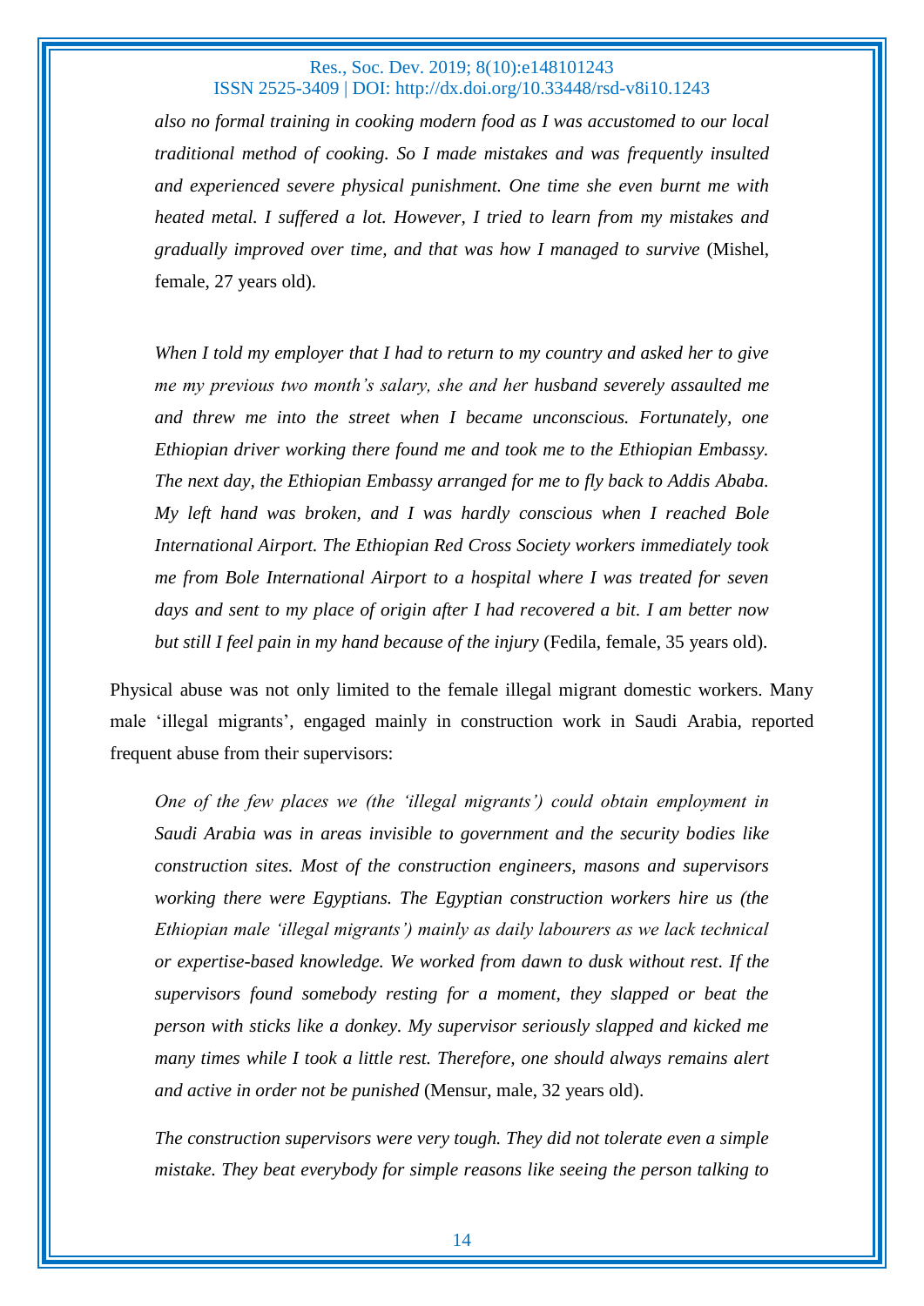*also no formal training in cooking modern food as I was accustomed to our local traditional method of cooking. So I made mistakes and was frequently insulted and experienced severe physical punishment. One time she even burnt me with heated metal. I suffered a lot. However, I tried to learn from my mistakes and gradually improved over time, and that was how I managed to survive* (Mishel, female, 27 years old).

*When I told my employer that I had to return to my country and asked her to give me my previous two month's salary, she and her husband severely assaulted me and threw me into the street when I became unconscious. Fortunately, one Ethiopian driver working there found me and took me to the Ethiopian Embassy. The next day, the Ethiopian Embassy arranged for me to fly back to Addis Ababa. My left hand was broken, and I was hardly conscious when I reached Bole International Airport. The Ethiopian Red Cross Society workers immediately took me from Bole International Airport to a hospital where I was treated for seven days and sent to my place of origin after I had recovered a bit. I am better now but still I feel pain in my hand because of the injury* (Fedila, female, 35 years old).

Physical abuse was not only limited to the female illegal migrant domestic workers. Many male 'illegal migrants', engaged mainly in construction work in Saudi Arabia, reported frequent abuse from their supervisors:

*One of the few places we (the 'illegal migrants') could obtain employment in Saudi Arabia was in areas invisible to government and the security bodies like construction sites. Most of the construction engineers, masons and supervisors working there were Egyptians. The Egyptian construction workers hire us (the Ethiopian male 'illegal migrants') mainly as daily labourers as we lack technical or expertise-based knowledge. We worked from dawn to dusk without rest. If the supervisors found somebody resting for a moment, they slapped or beat the person with sticks like a donkey. My supervisor seriously slapped and kicked me many times while I took a little rest. Therefore, one should always remains alert and active in order not be punished* (Mensur, male, 32 years old).

*The construction supervisors were very tough. They did not tolerate even a simple mistake. They beat everybody for simple reasons like seeing the person talking to*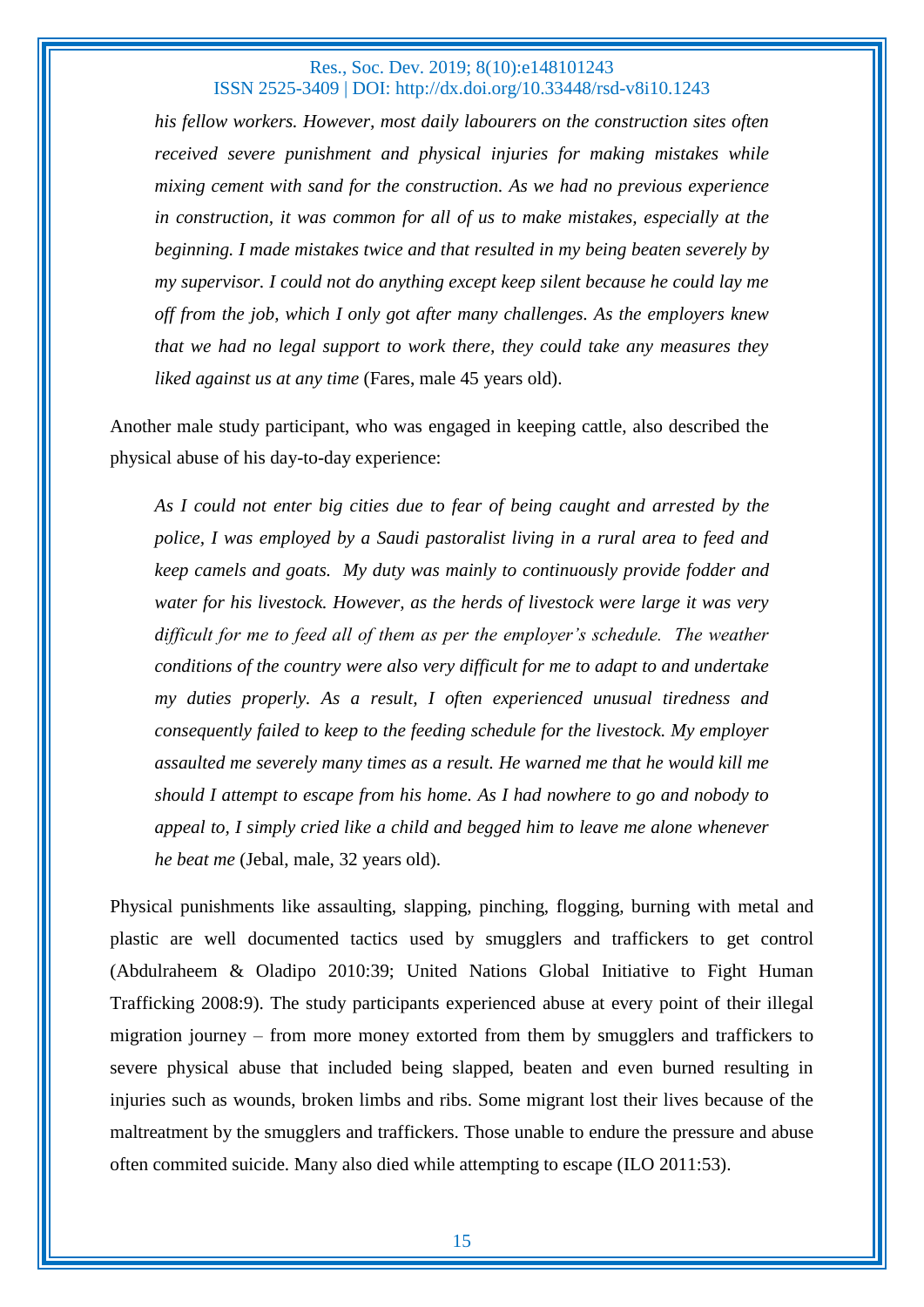*his fellow workers. However, most daily labourers on the construction sites often received severe punishment and physical injuries for making mistakes while mixing cement with sand for the construction. As we had no previous experience in construction, it was common for all of us to make mistakes, especially at the beginning. I made mistakes twice and that resulted in my being beaten severely by my supervisor. I could not do anything except keep silent because he could lay me off from the job, which I only got after many challenges. As the employers knew that we had no legal support to work there, they could take any measures they liked against us at any time* (Fares, male 45 years old).

Another male study participant, who was engaged in keeping cattle, also described the physical abuse of his day-to-day experience:

> *As I could not enter big cities due to fear of being caught and arrested by the police, I was employed by a Saudi pastoralist living in a rural area to feed and keep camels and goats. My duty was mainly to continuously provide fodder and water for his livestock. However, as the herds of livestock were large it was very difficult for me to feed all of them as per the employer's schedule. The weather conditions of the country were also very difficult for me to adapt to and undertake my duties properly. As a result, I often experienced unusual tiredness and consequently failed to keep to the feeding schedule for the livestock. My employer assaulted me severely many times as a result. He warned me that he would kill me should I attempt to escape from his home. As I had nowhere to go and nobody to appeal to, I simply cried like a child and begged him to leave me alone whenever he beat me* (Jebal, male, 32 years old).

Physical punishments like assaulting, slapping, pinching, flogging, burning with metal and plastic are well documented tactics used by smugglers and traffickers to get control (Abdulraheem & Oladipo 2010:39; United Nations Global Initiative to Fight Human Trafficking 2008:9). The study participants experienced abuse at every point of their illegal migration journey – from more money extorted from them by smugglers and traffickers to severe physical abuse that included being slapped, beaten and even burned resulting in injuries such as wounds, broken limbs and ribs. Some migrant lost their lives because of the maltreatment by the smugglers and traffickers. Those unable to endure the pressure and abuse often commited suicide. Many also died while attempting to escape (ILO 2011:53).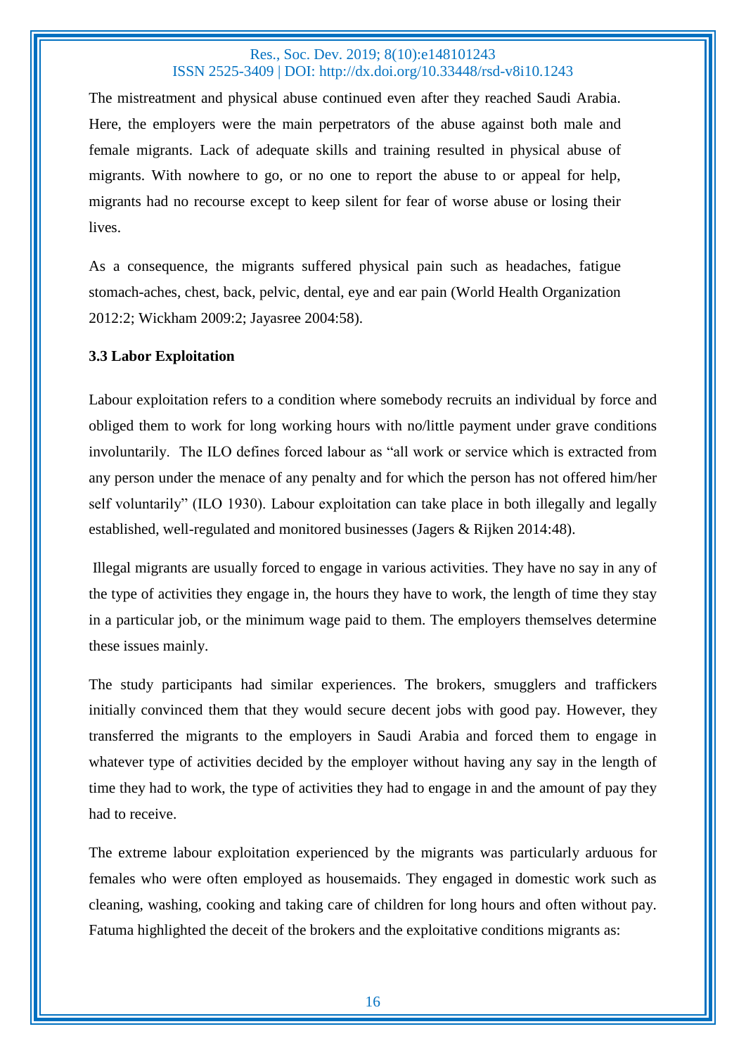The mistreatment and physical abuse continued even after they reached Saudi Arabia. Here, the employers were the main perpetrators of the abuse against both male and female migrants. Lack of adequate skills and training resulted in physical abuse of migrants. With nowhere to go, or no one to report the abuse to or appeal for help, migrants had no recourse except to keep silent for fear of worse abuse or losing their lives.

As a consequence, the migrants suffered physical pain such as headaches, fatigue stomach-aches, chest, back, pelvic, dental, eye and ear pain (World Health Organization 2012:2; Wickham 2009:2; Jayasree 2004:58).

### 3.3 Labor Exploitation

Labour exploitation refers to a condition where somebody recruits an individual by force and obliged them to work for long working hours with no/little payment under grave conditions involuntarily. The ILO defines forced labour as "all work or service which is extracted from any person under the menace of any penalty and for which the person has not offered him/her self voluntarily" (ILO 1930). Labour exploitation can take place in both illegally and legally established, well-regulated and monitored businesses (Jagers & Rijken 2014:48).

Illegal migrants are usually forced to engage in various activities. They have no say in any of the type of activities they engage in, the hours they have to work, the length of time they stay in a particular job, or the minimum wage paid to them. The employers themselves determine these issues mainly.

The study participants had similar experiences. The brokers, smugglers and traffickers initially convinced them that they would secure decent jobs with good pay. However, they transferred the migrants to the employers in Saudi Arabia and forced them to engage in whatever type of activities decided by the employer without having any say in the length of time they had to work, the type of activities they had to engage in and the amount of pay they had to receive.

The extreme labour exploitation experienced by the migrants was particularly arduous for females who were often employed as housemaids. They engaged in domestic work such as cleaning, washing, cooking and taking care of children for long hours and often without pay. Fatuma highlighted the deceit of the brokers and the exploitative conditions migrants as: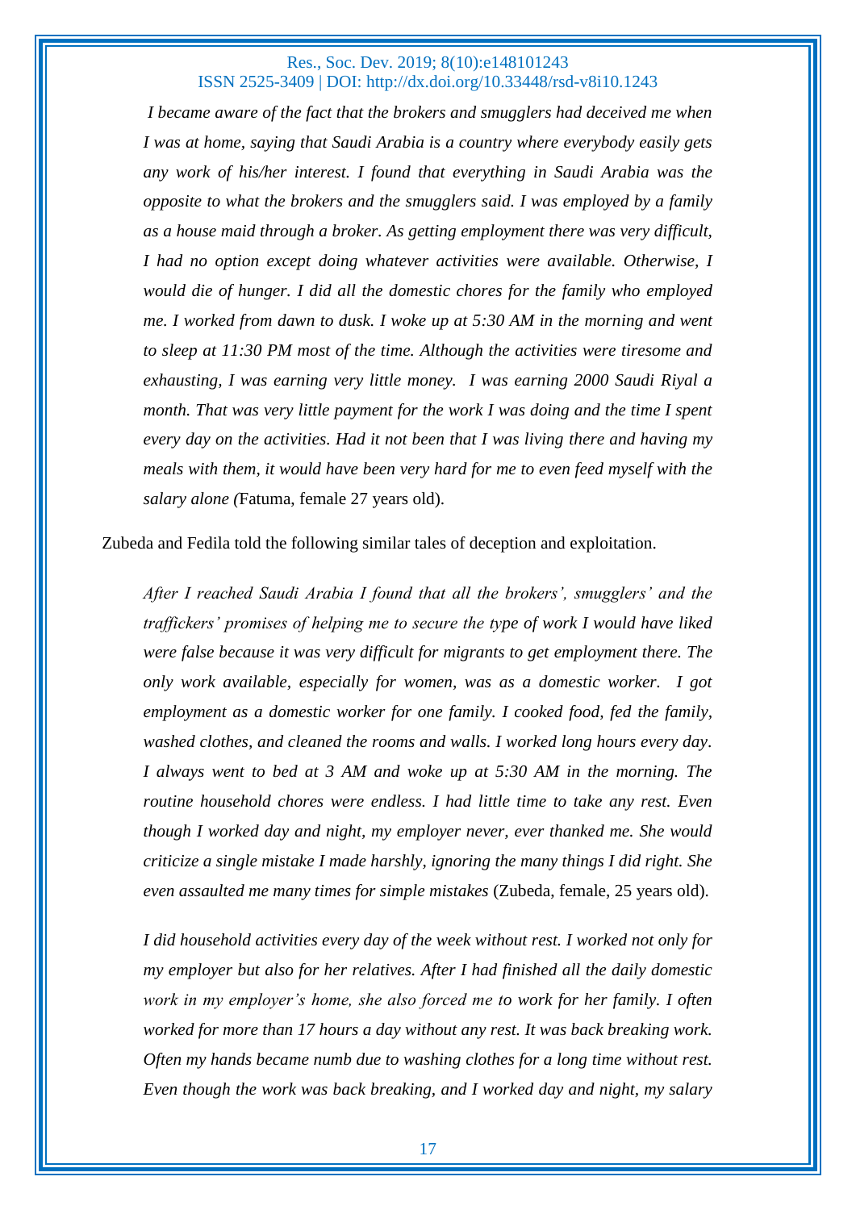*I became aware of the fact that the brokers and smugglers had deceived me when I was at home, saying that Saudi Arabia is a country where everybody easily gets any work of his/her interest. I found that everything in Saudi Arabia was the opposite to what the brokers and the smugglers said. I was employed by a family as a house maid through a broker. As getting employment there was very difficult, I had no option except doing whatever activities were available. Otherwise, I would die of hunger. I did all the domestic chores for the family who employed me. I worked from dawn to dusk. I woke up at 5:30 AM in the morning and went to sleep at 11:30 PM most of the time. Although the activities were tiresome and exhausting, I was earning very little money. I was earning 2000 Saudi Riyal a month. That was very little payment for the work I was doing and the time I spent every day on the activities. Had it not been that I was living there and having my meals with them, it would have been very hard for me to even feed myself with the salary alone (*Fatuma, female 27 years old).

Zubeda and Fedila told the following similar tales of deception and exploitation.

*After I reached Saudi Arabia I found that all the brokers', smugglers' and the traffickers' promises of helping me to secure the type of work I would have liked were false because it was very difficult for migrants to get employment there. The only work available, especially for women, was as a domestic worker. I got employment as a domestic worker for one family. I cooked food, fed the family, washed clothes, and cleaned the rooms and walls. I worked long hours every day. I always went to bed at 3 AM and woke up at 5:30 AM in the morning. The routine household chores were endless. I had little time to take any rest. Even though I worked day and night, my employer never, ever thanked me. She would criticize a single mistake I made harshly, ignoring the many things I did right. She even assaulted me many times for simple mistakes* (Zubeda, female, 25 years old).

*I did household activities every day of the week without rest. I worked not only for my employer but also for her relatives. After I had finished all the daily domestic work in my employer's home, she also forced me to work for her family. I often worked for more than 17 hours a day without any rest. It was back breaking work. Often my hands became numb due to washing clothes for a long time without rest. Even though the work was back breaking, and I worked day and night, my salary*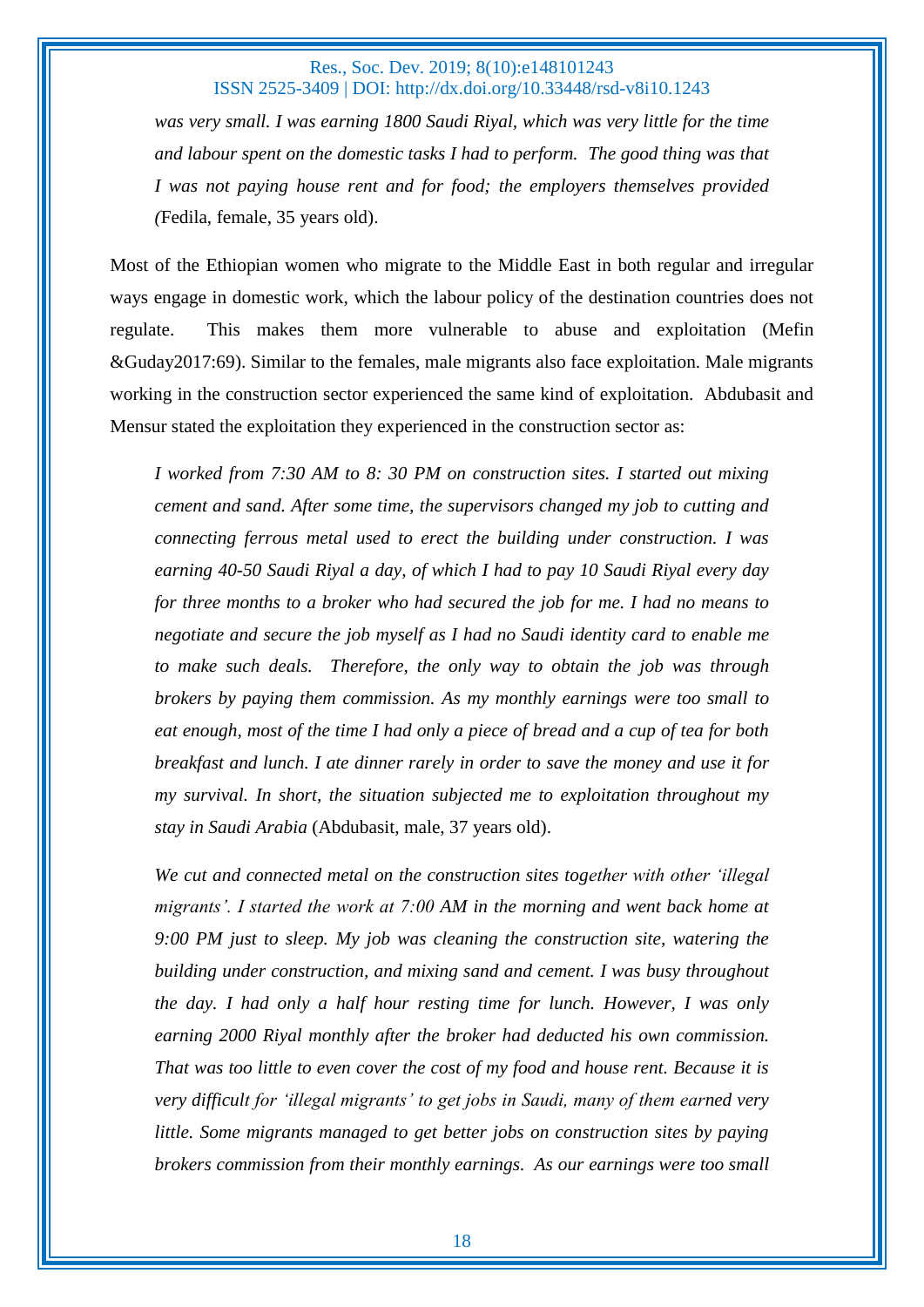*was very small. I was earning 1800 Saudi Riyal, which was very little for the time and labour spent on the domestic tasks I had to perform. The good thing was that I was not paying house rent and for food; the employers themselves provided (*Fedila, female, 35 years old).

Most of the Ethiopian women who migrate to the Middle East in both regular and irregular ways engage in domestic work, which the labour policy of the destination countries does not regulate. This makes them more vulnerable to abuse and exploitation (Mefin &Guday2017:69). Similar to the females, male migrants also face exploitation. Male migrants working in the construction sector experienced the same kind of exploitation. Abdubasit and Mensur stated the exploitation they experienced in the construction sector as:

> *I worked from 7:30 AM to 8: 30 PM on construction sites. I started out mixing cement and sand. After some time, the supervisors changed my job to cutting and connecting ferrous metal used to erect the building under construction. I was earning 40-50 Saudi Riyal a day, of which I had to pay 10 Saudi Riyal every day for three months to a broker who had secured the job for me. I had no means to negotiate and secure the job myself as I had no Saudi identity card to enable me to make such deals. Therefore, the only way to obtain the job was through brokers by paying them commission. As my monthly earnings were too small to eat enough, most of the time I had only a piece of bread and a cup of tea for both breakfast and lunch. I ate dinner rarely in order to save the money and use it for my survival. In short, the situation subjected me to exploitation throughout my stay in Saudi Arabia* (Abdubasit, male, 37 years old).

> *We cut and connected metal on the construction sites together with other 'illegal migrants'. I started the work at 7:00 AM in the morning and went back home at 9:00 PM just to sleep. My job was cleaning the construction site, watering the building under construction, and mixing sand and cement. I was busy throughout the day. I had only a half hour resting time for lunch. However, I was only earning 2000 Riyal monthly after the broker had deducted his own commission. That was too little to even cover the cost of my food and house rent. Because it is very difficult for 'illegal migrants' to get jobs in Saudi, many of them earned very little. Some migrants managed to get better jobs on construction sites by paying brokers commission from their monthly earnings. As our earnings were too small*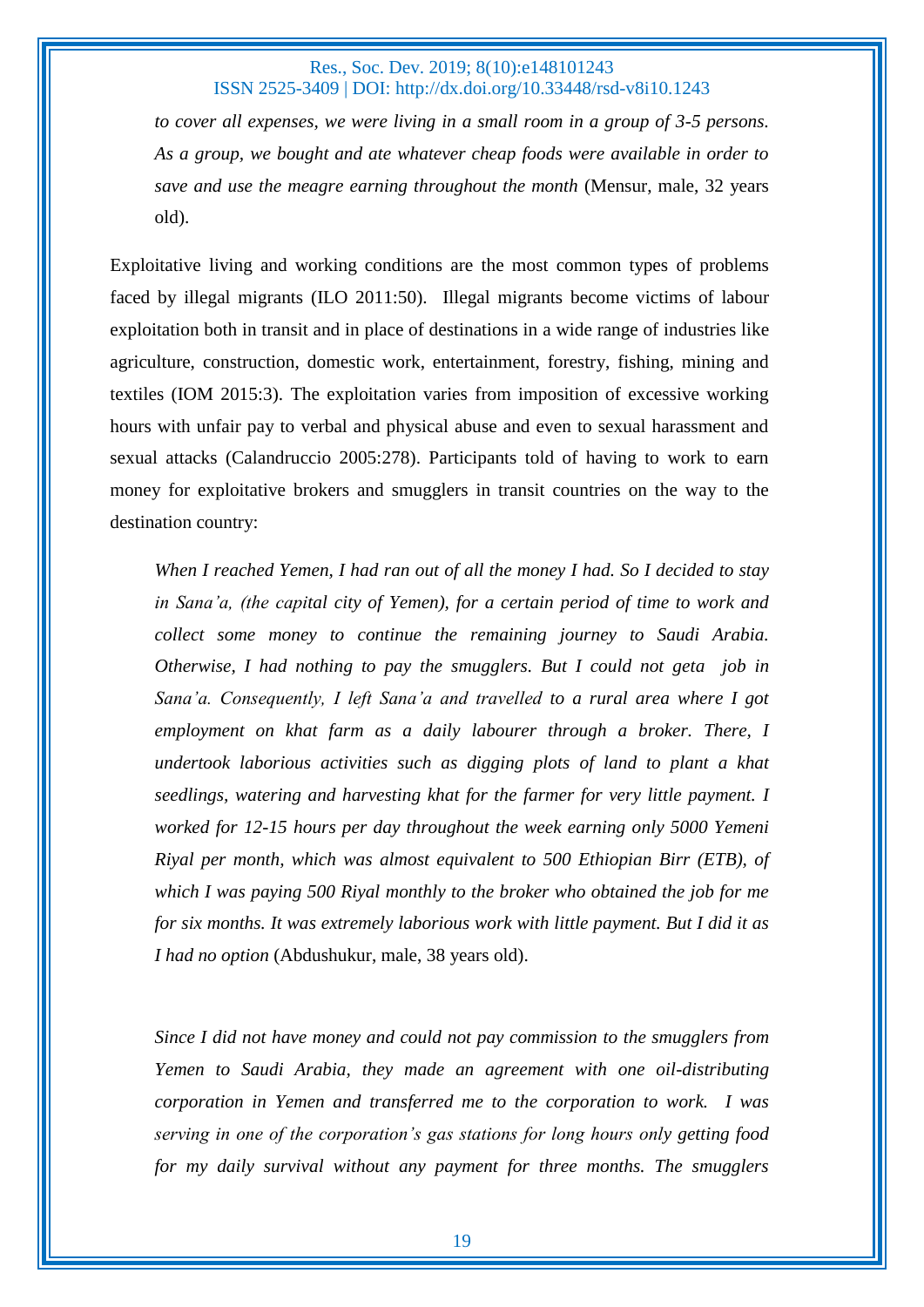*to cover all expenses, we were living in a small room in a group of 3-5 persons. As a group, we bought and ate whatever cheap foods were available in order to save and use the meagre earning throughout the month* (Mensur, male, 32 years old).

Exploitative living and working conditions are the most common types of problems faced by illegal migrants (ILO 2011:50). Illegal migrants become victims of labour exploitation both in transit and in place of destinations in a wide range of industries like agriculture, construction, domestic work, entertainment, forestry, fishing, mining and textiles (IOM 2015:3). The exploitation varies from imposition of excessive working hours with unfair pay to verbal and physical abuse and even to sexual harassment and sexual attacks (Calandruccio 2005:278). Participants told of having to work to earn money for exploitative brokers and smugglers in transit countries on the way to the destination country:

> *When I reached Yemen, I had ran out of all the money I had. So I decided to stay in Sana'a, (the capital city of Yemen), for a certain period of time to work and collect some money to continue the remaining journey to Saudi Arabia. Otherwise, I had nothing to pay the smugglers. But I could not geta job in Sana'a. Consequently, I left Sana'a and travelled to a rural area where I got employment on khat farm as a daily labourer through a broker. There, I undertook laborious activities such as digging plots of land to plant a khat seedlings, watering and harvesting khat for the farmer for very little payment. I worked for 12-15 hours per day throughout the week earning only 5000 Yemeni Riyal per month, which was almost equivalent to 500 Ethiopian Birr (ETB), of which I was paying 500 Riyal monthly to the broker who obtained the job for me for six months. It was extremely laborious work with little payment. But I did it as I had no option* (Abdushukur, male, 38 years old).

> *Since I did not have money and could not pay commission to the smugglers from Yemen to Saudi Arabia, they made an agreement with one oil-distributing corporation in Yemen and transferred me to the corporation to work. I was serving in one of the corporation's gas stations for long hours only getting food for my daily survival without any payment for three months. The smugglers*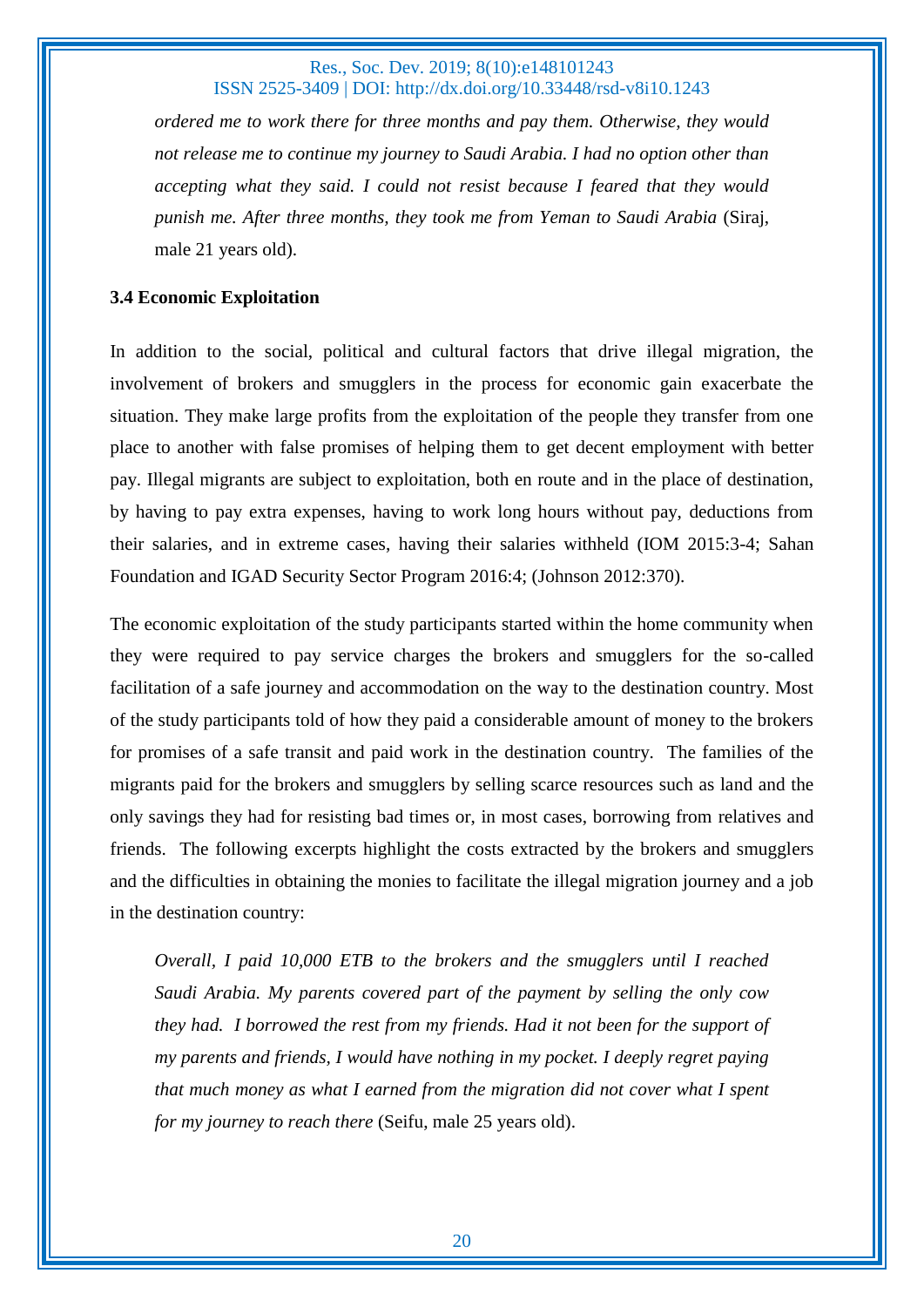*ordered me to work there for three months and pay them. Otherwise, they would not release me to continue my journey to Saudi Arabia. I had no option other than accepting what they said. I could not resist because I feared that they would punish me. After three months, they took me from Yeman to Saudi Arabia* (Siraj, male 21 years old).

### 3.4 Economic Exploitation

In addition to the social, political and cultural factors that drive illegal migration, the involvement of brokers and smugglers in the process for economic gain exacerbate the situation. They make large profits from the exploitation of the people they transfer from one place to another with false promises of helping them to get decent employment with better pay. Illegal migrants are subject to exploitation, both en route and in the place of destination, by having to pay extra expenses, having to work long hours without pay, deductions from their salaries, and in extreme cases, having their salaries withheld (IOM 2015:3-4; Sahan Foundation and IGAD Security Sector Program 2016:4; (Johnson 2012:370).

The economic exploitation of the study participants started within the home community when they were required to pay service charges the brokers and smugglers for the so-called facilitation of a safe journey and accommodation on the way to the destination country. Most of the study participants told of how they paid a considerable amount of money to the brokers for promises of a safe transit and paid work in the destination country. The families of the migrants paid for the brokers and smugglers by selling scarce resources such as land and the only savings they had for resisting bad times or, in most cases, borrowing from relatives and friends. The following excerpts highlight the costs extracted by the brokers and smugglers and the difficulties in obtaining the monies to facilitate the illegal migration journey and a job in the destination country:

> *Overall, I paid 10,000 ETB to the brokers and the smugglers until I reached Saudi Arabia. My parents covered part of the payment by selling the only cow they had. I borrowed the rest from my friends. Had it not been for the support of my parents and friends, I would have nothing in my pocket. I deeply regret paying that much money as what I earned from the migration did not cover what I spent for my journey to reach there* (Seifu, male 25 years old).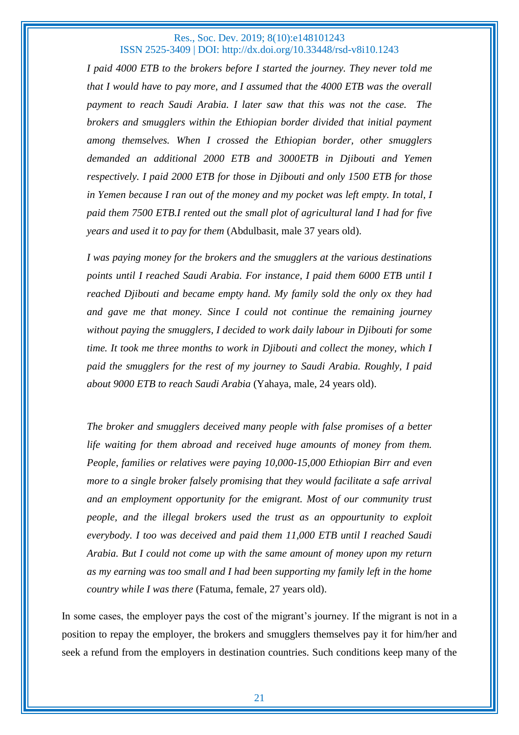*I paid 4000 ETB to the brokers before I started the journey. They never told me that I would have to pay more, and I assumed that the 4000 ETB was the overall payment to reach Saudi Arabia. I later saw that this was not the case. The brokers and smugglers within the Ethiopian border divided that initial payment among themselves. When I crossed the Ethiopian border, other smugglers demanded an additional 2000 ETB and 3000ETB in Djibouti and Yemen respectively. I paid 2000 ETB for those in Djibouti and only 1500 ETB for those in Yemen because I ran out of the money and my pocket was left empty. In total, I paid them 7500 ETB.I rented out the small plot of agricultural land I had for five years and used it to pay for them* (Abdulbasit, male 37 years old).

*I was paying money for the brokers and the smugglers at the various destinations points until I reached Saudi Arabia. For instance, I paid them 6000 ETB until I reached Djibouti and became empty hand. My family sold the only ox they had and gave me that money. Since I could not continue the remaining journey without paying the smugglers, I decided to work daily labour in Djibouti for some time. It took me three months to work in Djibouti and collect the money, which I paid the smugglers for the rest of my journey to Saudi Arabia. Roughly, I paid about 9000 ETB to reach Saudi Arabia* (Yahaya, male, 24 years old).

*The broker and smugglers deceived many people with false promises of a better life waiting for them abroad and received huge amounts of money from them. People, families or relatives were paying 10,000-15,000 Ethiopian Birr and even more to a single broker falsely promising that they would facilitate a safe arrival and an employment opportunity for the emigrant. Most of our community trust people, and the illegal brokers used the trust as an oppourtunity to exploit everybody. I too was deceived and paid them 11,000 ETB until I reached Saudi Arabia. But I could not come up with the same amount of money upon my return as my earning was too small and I had been supporting my family left in the home country while I was there* (Fatuma, female, 27 years old).

In some cases, the employer pays the cost of the migrant's journey. If the migrant is not in a position to repay the employer, the brokers and smugglers themselves pay it for him/her and seek a refund from the employers in destination countries. Such conditions keep many of the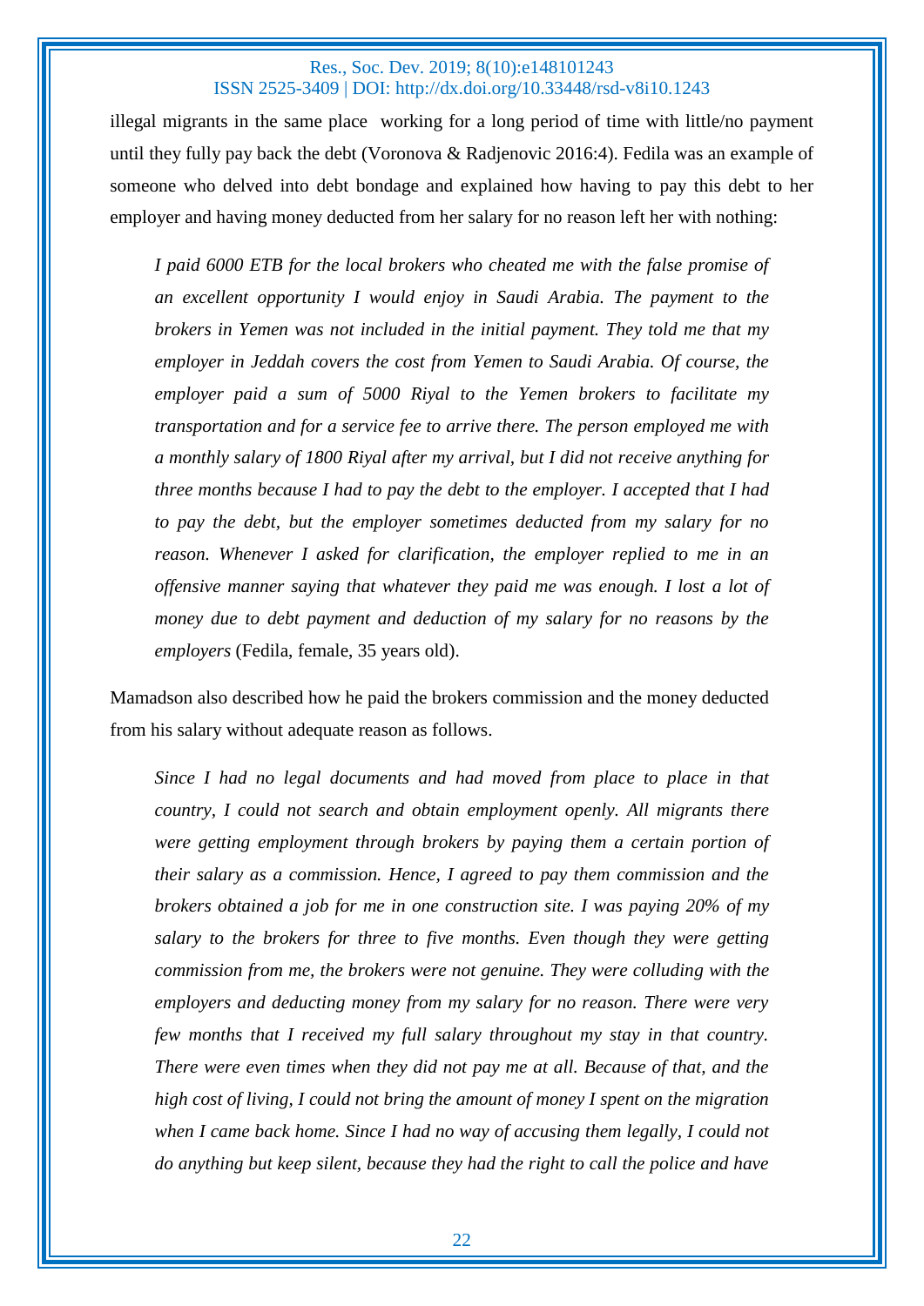illegal migrants in the same place working for a long period of time with little/no payment until they fully pay back the debt (Voronova & Radjenovic 2016:4). Fedila was an example of someone who delved into debt bondage and explained how having to pay this debt to her employer and having money deducted from her salary for no reason left her with nothing:

> *I paid 6000 ETB for the local brokers who cheated me with the false promise of an excellent opportunity I would enjoy in Saudi Arabia. The payment to the brokers in Yemen was not included in the initial payment. They told me that my employer in Jeddah covers the cost from Yemen to Saudi Arabia. Of course, the employer paid a sum of 5000 Riyal to the Yemen brokers to facilitate my transportation and for a service fee to arrive there. The person employed me with a monthly salary of 1800 Riyal after my arrival, but I did not receive anything for three months because I had to pay the debt to the employer. I accepted that I had to pay the debt, but the employer sometimes deducted from my salary for no reason. Whenever I asked for clarification, the employer replied to me in an offensive manner saying that whatever they paid me was enough. I lost a lot of money due to debt payment and deduction of my salary for no reasons by the employers* (Fedila, female, 35 years old).

Mamadson also described how he paid the brokers commission and the money deducted from his salary without adequate reason as follows.

> *Since I had no legal documents and had moved from place to place in that country, I could not search and obtain employment openly. All migrants there were getting employment through brokers by paying them a certain portion of their salary as a commission. Hence, I agreed to pay them commission and the brokers obtained a job for me in one construction site. I was paying 20% of my salary to the brokers for three to five months. Even though they were getting commission from me, the brokers were not genuine. They were colluding with the employers and deducting money from my salary for no reason. There were very few months that I received my full salary throughout my stay in that country. There were even times when they did not pay me at all. Because of that, and the high cost of living, I could not bring the amount of money I spent on the migration when I came back home. Since I had no way of accusing them legally, I could not do anything but keep silent, because they had the right to call the police and have*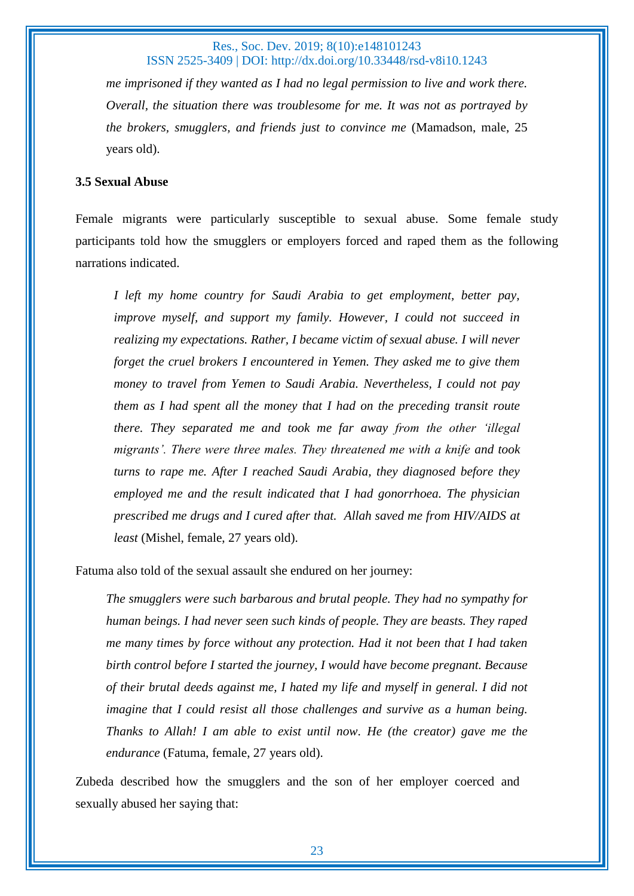*me imprisoned if they wanted as I had no legal permission to live and work there. Overall, the situation there was troublesome for me. It was not as portrayed by the brokers, smugglers, and friends just to convince me* (Mamadson, male, 25 years old).

### 3.5 Sexual Abuse

Female migrants were particularly susceptible to sexual abuse. Some female study participants told how the smugglers or employers forced and raped them as the following narrations indicated.

> *I left my home country for Saudi Arabia to get employment, better pay, improve myself, and support my family. However, I could not succeed in realizing my expectations. Rather, I became victim of sexual abuse. I will never forget the cruel brokers I encountered in Yemen. They asked me to give them money to travel from Yemen to Saudi Arabia. Nevertheless, I could not pay them as I had spent all the money that I had on the preceding transit route there. They separated me and took me far away from the other 'illegal migrants'. There were three males. They threatened me with a knife and took turns to rape me. After I reached Saudi Arabia, they diagnosed before they employed me and the result indicated that I had gonorrhoea. The physician prescribed me drugs and I cured after that. Allah saved me from HIV/AIDS at least* (Mishel, female, 27 years old).

Fatuma also told of the sexual assault she endured on her journey:

> *The smugglers were such barbarous and brutal people. They had no sympathy for human beings. I had never seen such kinds of people. They are beasts. They raped me many times by force without any protection. Had it not been that I had taken birth control before I started the journey, I would have become pregnant. Because of their brutal deeds against me, I hated my life and myself in general. I did not imagine that I could resist all those challenges and survive as a human being. Thanks to Allah! I am able to exist until now. He (the creator) gave me the endurance* (Fatuma, female, 27 years old).

Zubeda described how the smugglers and the son of her employer coerced and sexually abused her saying that: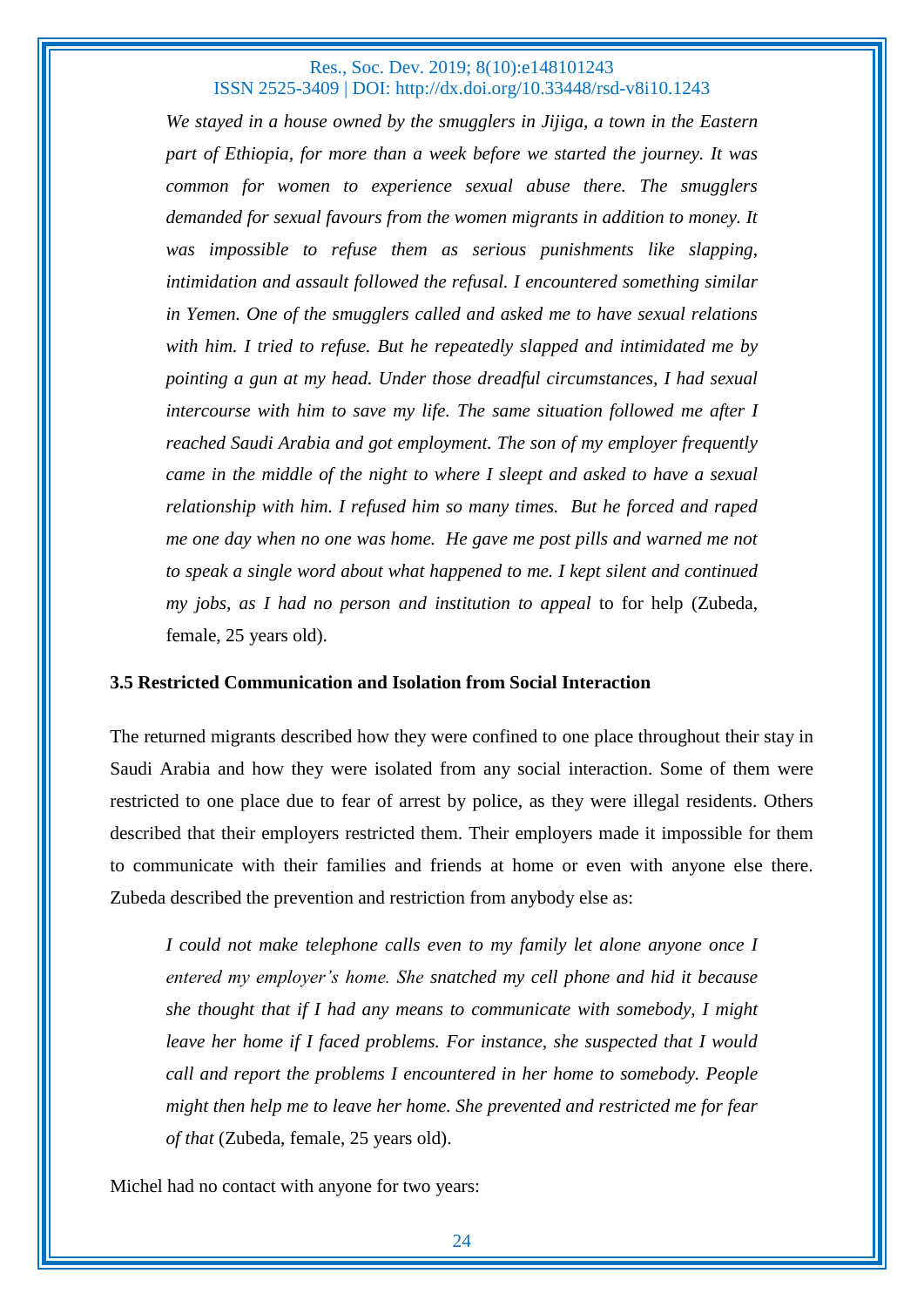*We stayed in a house owned by the smugglers in Jijiga, a town in the Eastern part of Ethiopia, for more than a week before we started the journey. It was common for women to experience sexual abuse there. The smugglers demanded for sexual favours from the women migrants in addition to money. It was impossible to refuse them as serious punishments like slapping, intimidation and assault followed the refusal. I encountered something similar in Yemen. One of the smugglers called and asked me to have sexual relations with him. I tried to refuse. But he repeatedly slapped and intimidated me by pointing a gun at my head. Under those dreadful circumstances, I had sexual intercourse with him to save my life. The same situation followed me after I reached Saudi Arabia and got employment. The son of my employer frequently came in the middle of the night to where I sleept and asked to have a sexual relationship with him. I refused him so many times. But he forced and raped me one day when no one was home. He gave me post pills and warned me not to speak a single word about what happened to me. I kept silent and continued my jobs, as I had no person and institution to appeal* to for help (Zubeda, female, 25 years old).

### 3.5 Restricted Communication and Isolation from Social Interaction

The returned migrants described how they were confined to one place throughout their stay in Saudi Arabia and how they were isolated from any social interaction. Some of them were restricted to one place due to fear of arrest by police, as they were illegal residents. Others described that their employers restricted them. Their employers made it impossible for them to communicate with their families and friends at home or even with anyone else there. Zubeda described the prevention and restriction from anybody else as:

*I could not make telephone calls even to my family let alone anyone once I entered my employer's home. She snatched my cell phone and hid it because she thought that if I had any means to communicate with somebody, I might leave her home if I faced problems. For instance, she suspected that I would call and report the problems I encountered in her home to somebody. People might then help me to leave her home. She prevented and restricted me for fear of that* (Zubeda, female, 25 years old).

Michel had no contact with anyone for two years: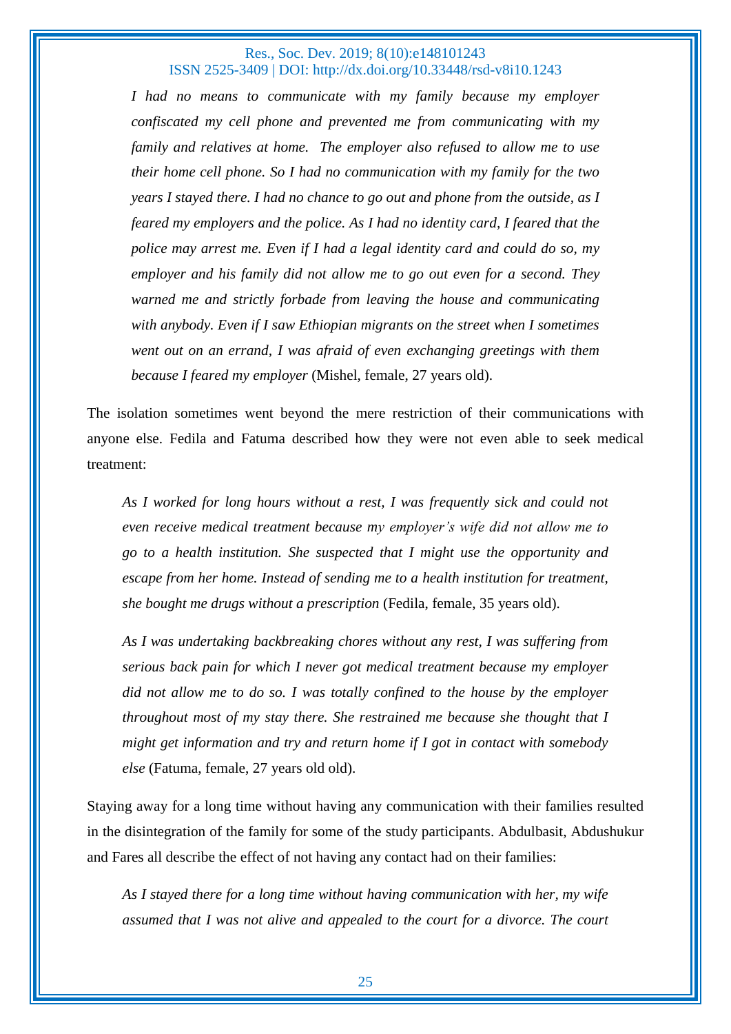> *I had no means to communicate with my family because my employer confiscated my cell phone and prevented me from communicating with my family and relatives at home. The employer also refused to allow me to use their home cell phone. So I had no communication with my family for the two years I stayed there. I had no chance to go out and phone from the outside, as I feared my employers and the police. As I had no identity card, I feared that the police may arrest me. Even if I had a legal identity card and could do so, my employer and his family did not allow me to go out even for a second. They warned me and strictly forbade from leaving the house and communicating with anybody. Even if I saw Ethiopian migrants on the street when I sometimes went out on an errand, I was afraid of even exchanging greetings with them because I feared my employer* (Mishel, female, 27 years old).

The isolation sometimes went beyond the mere restriction of their communications with anyone else. Fedila and Fatuma described how they were not even able to seek medical treatment:

> *As I worked for long hours without a rest, I was frequently sick and could not even receive medical treatment because my employer's wife did not allow me to go to a health institution. She suspected that I might use the opportunity and escape from her home. Instead of sending me to a health institution for treatment, she bought me drugs without a prescription* (Fedila, female, 35 years old).

> *As I was undertaking backbreaking chores without any rest, I was suffering from serious back pain for which I never got medical treatment because my employer did not allow me to do so. I was totally confined to the house by the employer throughout most of my stay there. She restrained me because she thought that I might get information and try and return home if I got in contact with somebody else* (Fatuma, female, 27 years old old).

Staying away for a long time without having any communication with their families resulted in the disintegration of the family for some of the study participants. Abdulbasit, Abdushukur and Fares all describe the effect of not having any contact had on their families:

> *As I stayed there for a long time without having communication with her, my wife assumed that I was not alive and appealed to the court for a divorce. The court*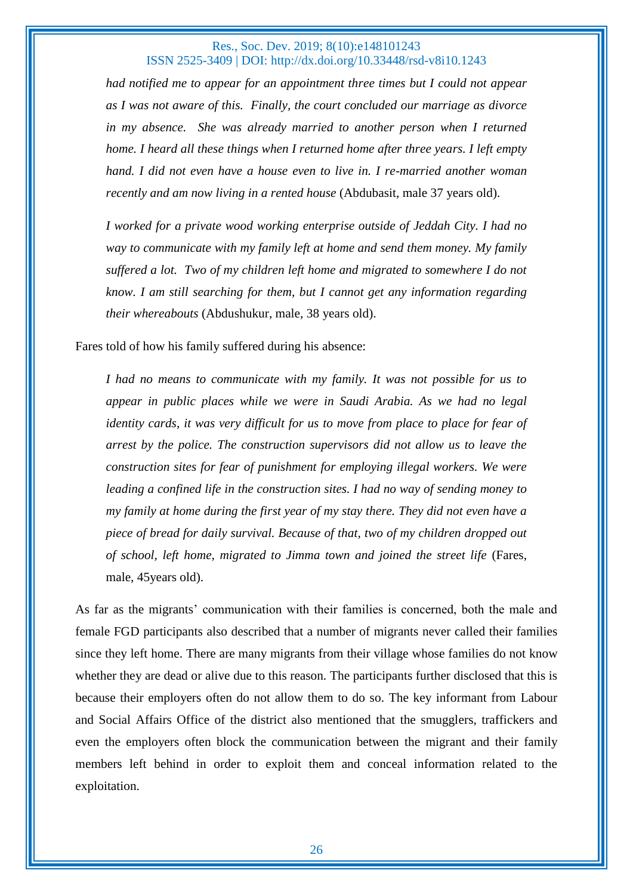*had notified me to appear for an appointment three times but I could not appear as I was not aware of this. Finally, the court concluded our marriage as divorce in my absence. She was already married to another person when I returned home. I heard all these things when I returned home after three years. I left empty hand. I did not even have a house even to live in. I re-married another woman recently and am now living in a rented house* (Abdubasit, male 37 years old).

*I worked for a private wood working enterprise outside of Jeddah City. I had no way to communicate with my family left at home and send them money. My family suffered a lot. Two of my children left home and migrated to somewhere I do not know. I am still searching for them, but I cannot get any information regarding their whereabouts* (Abdushukur, male, 38 years old).

Fares told of how his family suffered during his absence:

*I had no means to communicate with my family. It was not possible for us to appear in public places while we were in Saudi Arabia. As we had no legal identity cards, it was very difficult for us to move from place to place for fear of arrest by the police. The construction supervisors did not allow us to leave the construction sites for fear of punishment for employing illegal workers. We were leading a confined life in the construction sites. I had no way of sending money to my family at home during the first year of my stay there. They did not even have a piece of bread for daily survival. Because of that, two of my children dropped out of school, left home, migrated to Jimma town and joined the street life* (Fares, male, 45years old).

As far as the migrants' communication with their families is concerned, both the male and female FGD participants also described that a number of migrants never called their families since they left home. There are many migrants from their village whose families do not know whether they are dead or alive due to this reason. The participants further disclosed that this is because their employers often do not allow them to do so. The key informant from Labour and Social Affairs Office of the district also mentioned that the smugglers, traffickers and even the employers often block the communication between the migrant and their family members left behind in order to exploit them and conceal information related to the exploitation.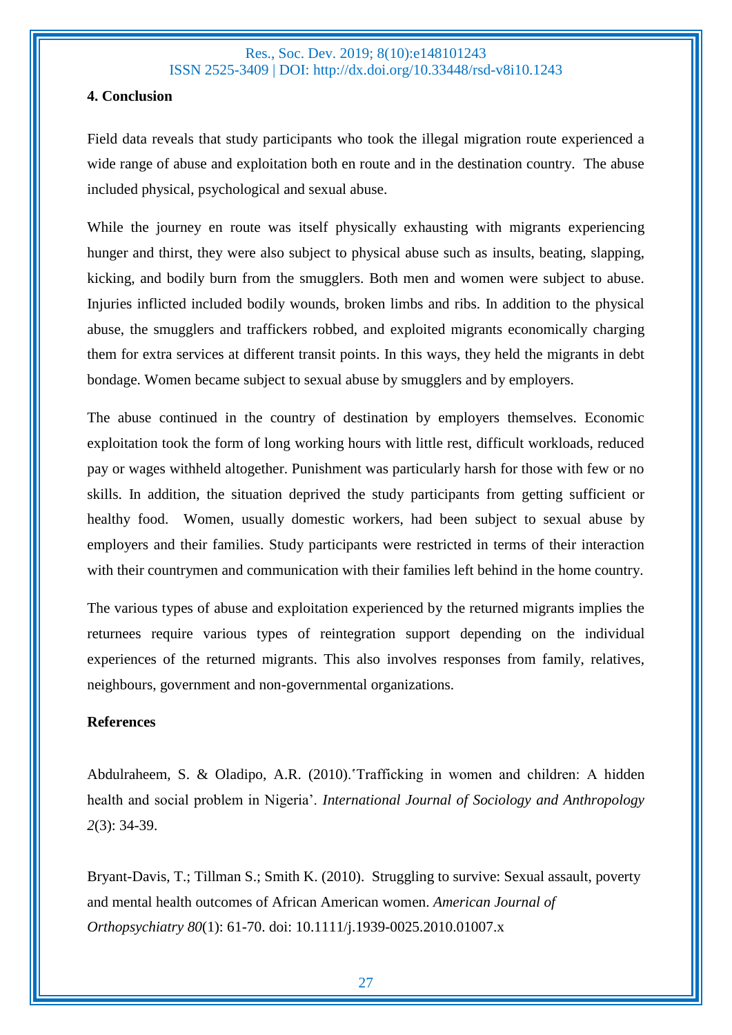## 4. Conclusion

Field data reveals that study participants who took the illegal migration route experienced a wide range of abuse and exploitation both en route and in the destination country. The abuse included physical, psychological and sexual abuse.

While the journey en route was itself physically exhausting with migrants experiencing hunger and thirst, they were also subject to physical abuse such as insults, beating, slapping, kicking, and bodily burn from the smugglers. Both men and women were subject to abuse. Injuries inflicted included bodily wounds, broken limbs and ribs. In addition to the physical abuse, the smugglers and traffickers robbed, and exploited migrants economically charging them for extra services at different transit points. In this ways, they held the migrants in debt bondage. Women became subject to sexual abuse by smugglers and by employers.

The abuse continued in the country of destination by employers themselves. Economic exploitation took the form of long working hours with little rest, difficult workloads, reduced pay or wages withheld altogether. Punishment was particularly harsh for those with few or no skills. In addition, the situation deprived the study participants from getting sufficient or healthy food. Women, usually domestic workers, had been subject to sexual abuse by employers and their families. Study participants were restricted in terms of their interaction with their countrymen and communication with their families left behind in the home country.

The various types of abuse and exploitation experienced by the returned migrants implies the returnees require various types of reintegration support depending on the individual experiences of the returned migrants. This also involves responses from family, relatives, neighbours, government and non-governmental organizations.

## References

Abdulraheem, S. & Oladipo, A.R. (2010).'Trafficking in women and children: A hidden health and social problem in Nigeria'. *International Journal of Sociology and Anthropology 2*(3): 34-39.

Bryant-Davis, T.; Tillman S.; Smith K. (2010). Struggling to survive: Sexual assault, poverty and mental health outcomes of African American women. *American Journal of Orthopsychiatry 80*(1): 61-70. doi: 10.1111/j.1939-0025.2010.01007.x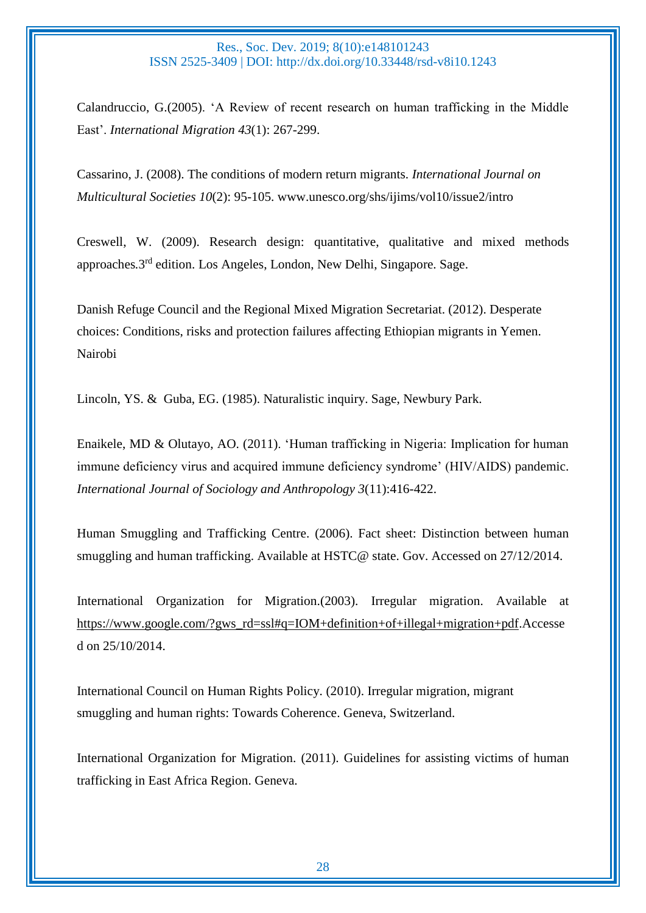Calandruccio, G.(2005). 'A Review of recent research on human trafficking in the Middle East'. *International Migration 43*(1): 267-299.

Cassarino, J. (2008). The conditions of modern return migrants. *International Journal on Multicultural Societies 10*(2): 95-105. www.unesco.org/shs/ijims/vol10/issue2/intro

Creswell, W. (2009). Research design: quantitative, qualitative and mixed methods approaches.3rd edition. Los Angeles, London, New Delhi, Singapore. Sage.

Danish Refuge Council and the Regional Mixed Migration Secretariat. (2012). Desperate choices: Conditions, risks and protection failures affecting Ethiopian migrants in Yemen. Nairobi

Lincoln, YS. & Guba, EG. (1985). Naturalistic inquiry. Sage, Newbury Park.

Enaikele, MD & Olutayo, AO. (2011). 'Human trafficking in Nigeria: Implication for human immune deficiency virus and acquired immune deficiency syndrome' (HIV/AIDS) pandemic. *International Journal of Sociology and Anthropology 3*(11):416-422.

Human Smuggling and Trafficking Centre. (2006). Fact sheet: Distinction between human smuggling and human trafficking. Available at HSTC@ state. Gov. Accessed on 27/12/2014.

International Organization for Migration.(2003). Irregular migration. Available at https://www.google.com/?gws_rd=ssl#q=IOM+definition+of+illegal+migration+pdf.Accessed on 25/10/2014.

International Council on Human Rights Policy. (2010). Irregular migration, migrant smuggling and human rights: Towards Coherence. Geneva, Switzerland.

International Organization for Migration. (2011). Guidelines for assisting victims of human trafficking in East Africa Region. Geneva.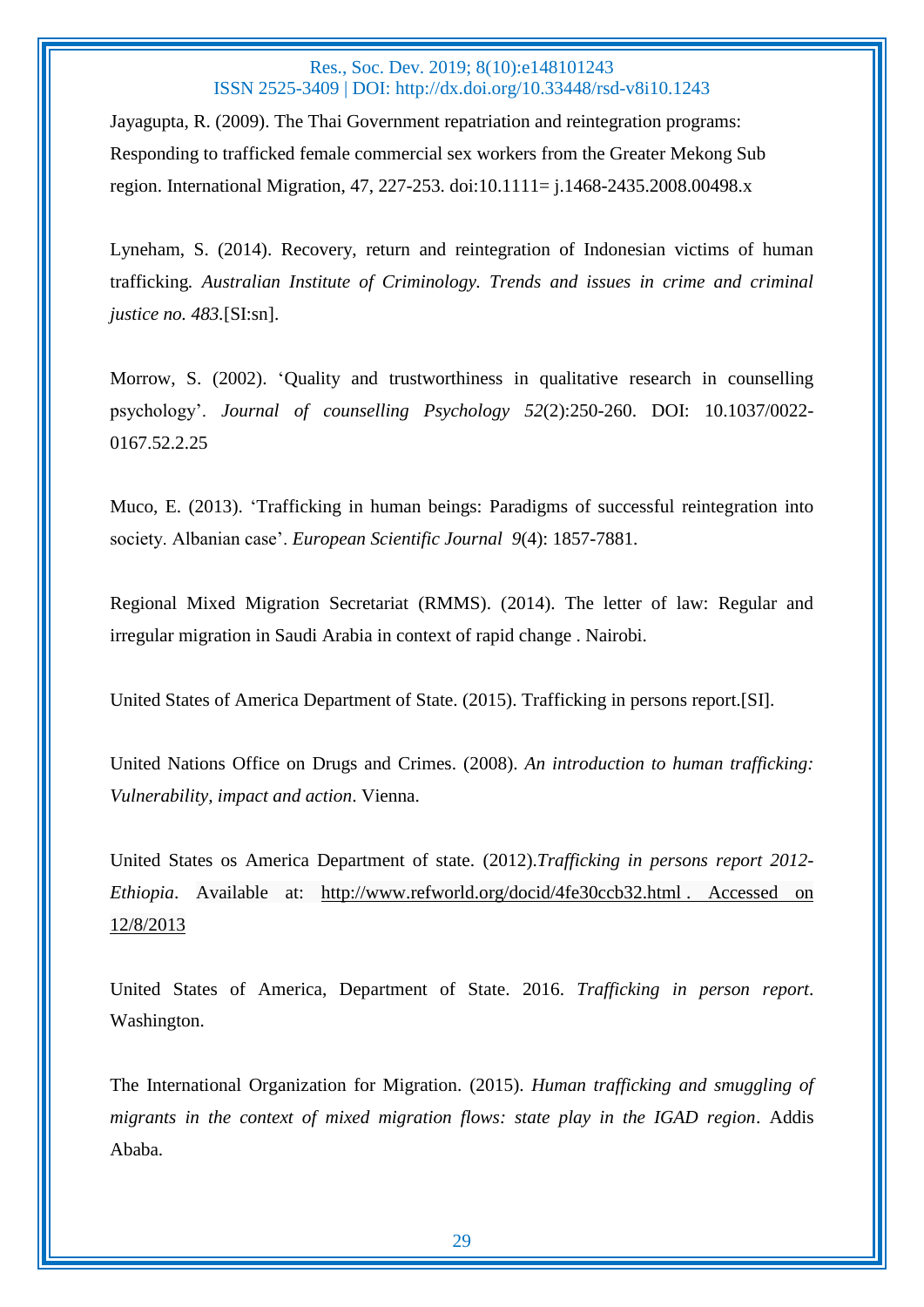Jayagupta, R. (2009). The Thai Government repatriation and reintegration programs: Responding to trafficked female commercial sex workers from the Greater Mekong Sub region. International Migration, 47, 227-253. doi:10.1111= j.1468-2435.2008.00498.x

Lyneham, S. (2014). Recovery, return and reintegration of Indonesian victims of human trafficking. *Australian Institute of Criminology. Trends and issues in crime and criminal justice no. 483*.[SI:sn].

Morrow, S. (2002). 'Quality and trustworthiness in qualitative research in counselling psychology'. *Journal of counselling Psychology 52*(2):250-260. DOI: 10.1037/0022-0167.52.2.25

Muco, E. (2013). 'Trafficking in human beings: Paradigms of successful reintegration into society. Albanian case'. *European Scientific Journal 9*(4): 1857-7881.

Regional Mixed Migration Secretariat (RMMS). (2014). The letter of law: Regular and irregular migration in Saudi Arabia in context of rapid change . Nairobi.

United States of America Department of State. (2015). Trafficking in persons report.[SI].

United Nations Office on Drugs and Crimes. (2008). *An introduction to human trafficking: Vulnerability, impact and action*. Vienna.

United States os America Department of state. (2012).*Trafficking in persons report 2012-Ethiopia*. Available at: http://www.refworld.org/docid/4fe30ccb32.html . Accessed on 12/8/2013

United States of America, Department of State. 2016. *Trafficking in person report*. Washington.

The International Organization for Migration. (2015). *Human trafficking and smuggling of migrants in the context of mixed migration flows: state play in the IGAD region*. Addis Ababa.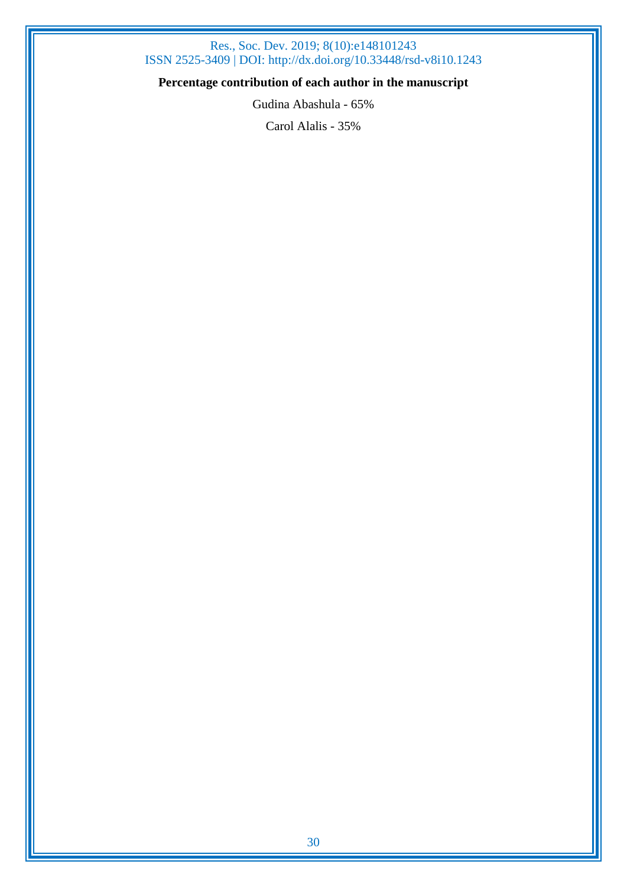**Percentage contribution of each author in the manuscript**

Gudina Abashula - 65%

Carol Alalis - 35%